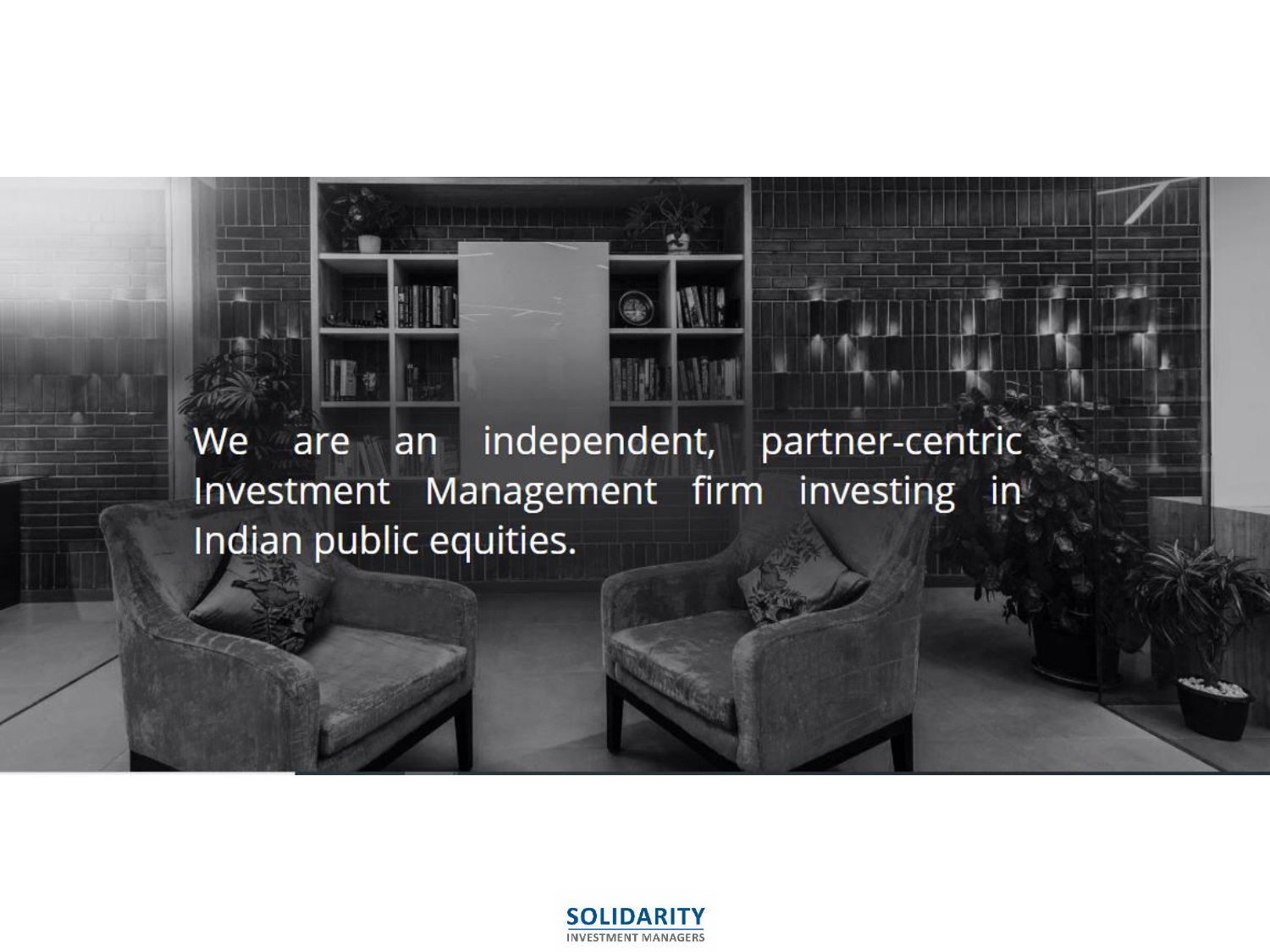We are an independent, partner-centric Investment Management firm investing in Indian public equities.

**SOLIDARITY**
INVESTMENT MANAGERS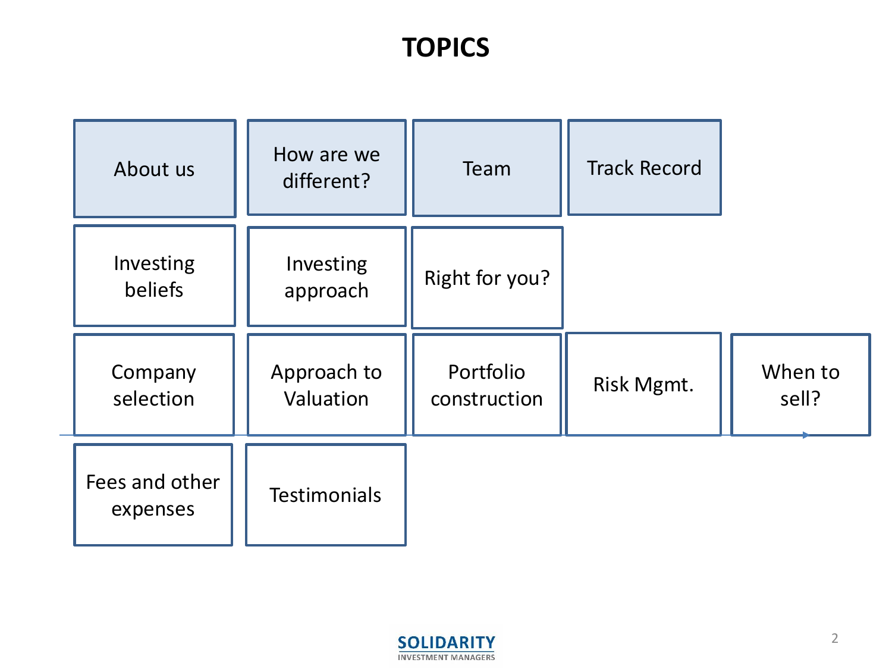# TOPICS

- About us
- How are we different?
- Team
- Track Record
- Investing beliefs
- Investing approach
- Right for you?
- Company selection
- Approach to Valuation
- Portfolio construction
- Risk Mgmt.
- When to sell?
- Fees and other expenses
- Testimonials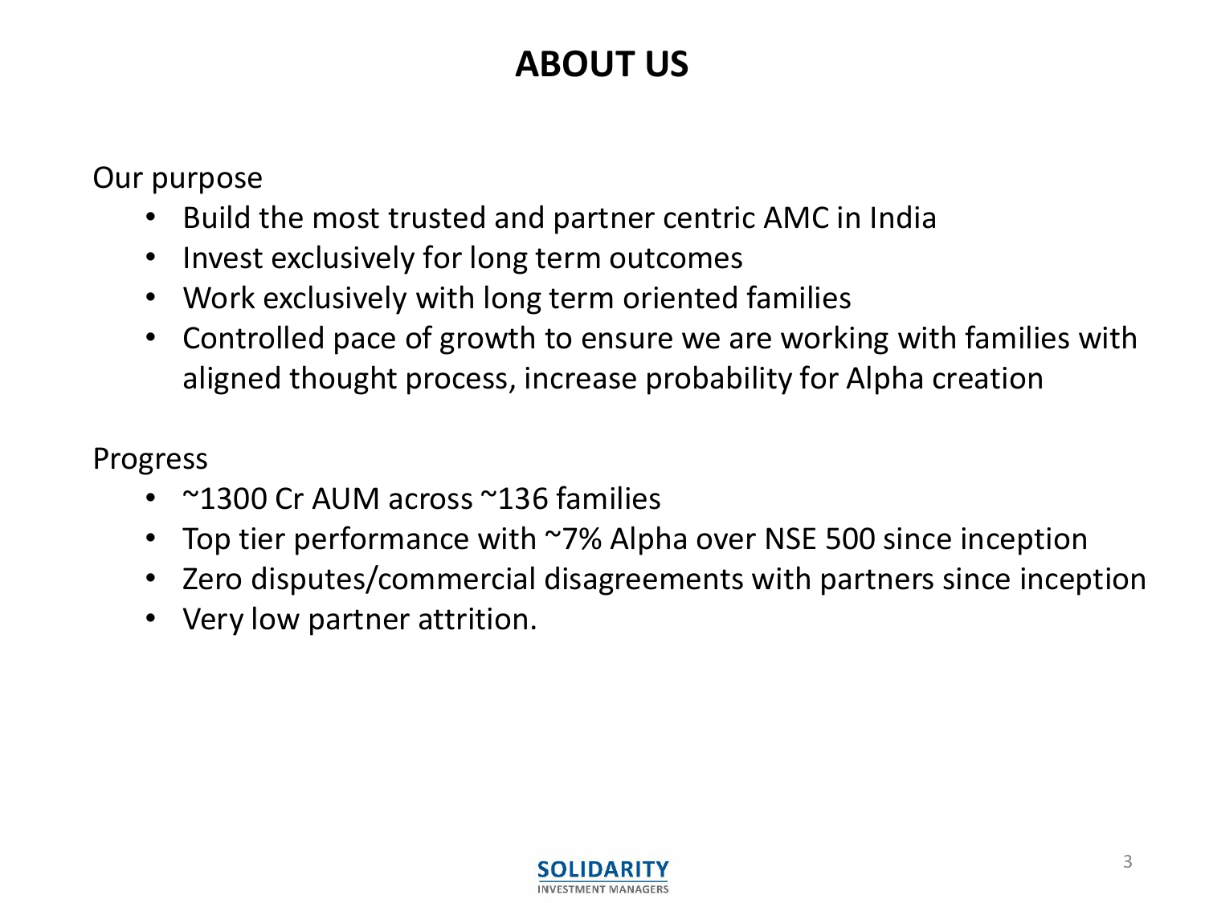# ABOUT US

Our purpose

- Build the most trusted and partner centric AMC in India
- Invest exclusively for long term outcomes
- Work exclusively with long term oriented families
- Controlled pace of growth to ensure we are working with families with aligned thought process, increase probability for Alpha creation

Progress

- ~1300 Cr AUM across ~136 families
- Top tier performance with ~7% Alpha over NSE 500 since inception
- Zero disputes/commercial disagreements with partners since inception
- Very low partner attrition.

SOLIDARITY
INVESTMENT MANAGERS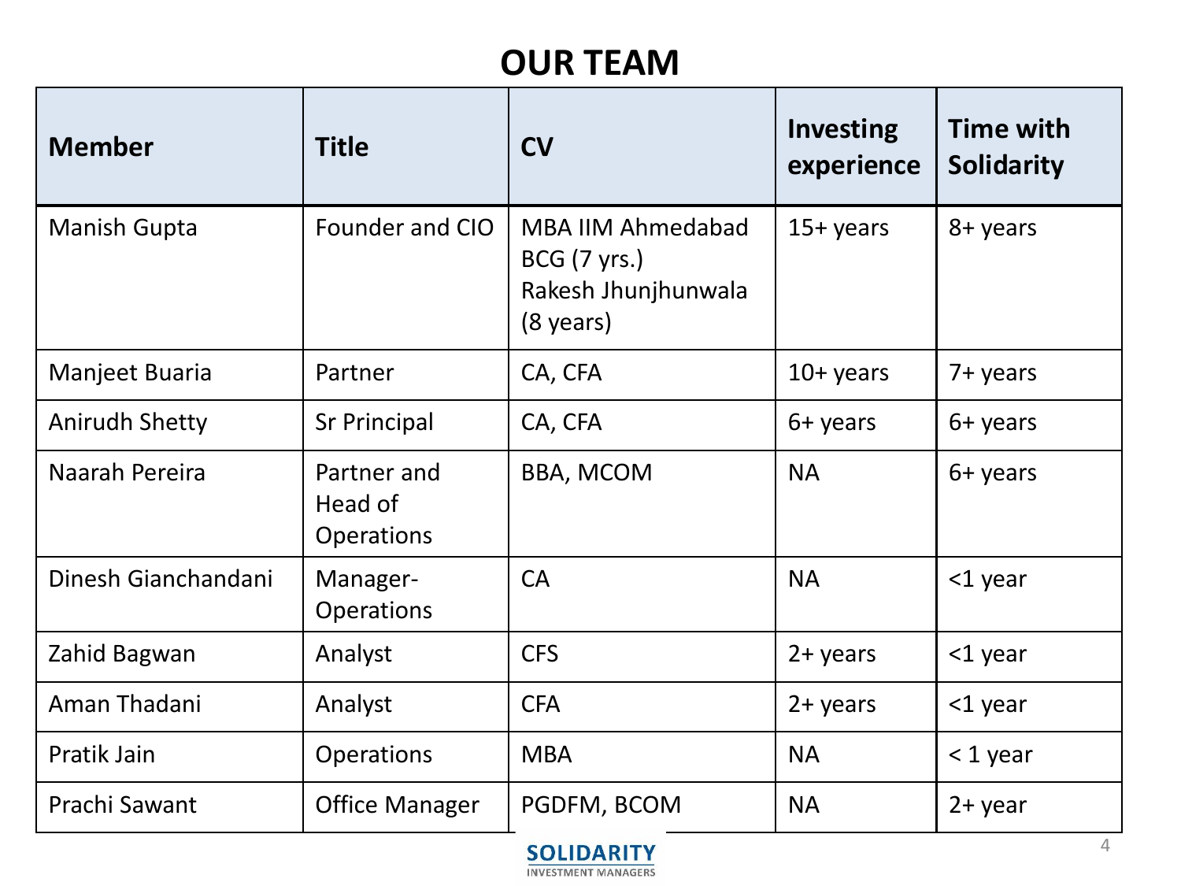# OUR TEAM

| Member | Title | CV | Investing experience | Time with Solidarity |
|---|---|---|---|---|
| Manish Gupta | Founder and CIO | MBA IIM Ahmedabad<br>BCG (7 yrs.)<br>Rakesh Jhunjhunwala (8 years) | 15+ years | 8+ years |
| Manjeet Buaria | Partner | CA, CFA | 10+ years | 7+ years |
| Anirudh Shetty | Sr Principal | CA, CFA | 6+ years | 6+ years |
| Naarah Pereira | Partner and Head of Operations | BBA, MCOM | NA | 6+ years |
| Dinesh Gianchandani | Manager-Operations | CA | NA | <1 year |
| Zahid Bagwan | Analyst | CFS | 2+ years | <1 year |
| Aman Thadani | Analyst | CFA | 2+ years | <1 year |
| Pratik Jain | Operations | MBA | NA | < 1 year |
| Prachi Sawant | Office Manager | PGDFM, BCOM | NA | 2+ year |

SOLIDARITY INVESTMENT MANAGERS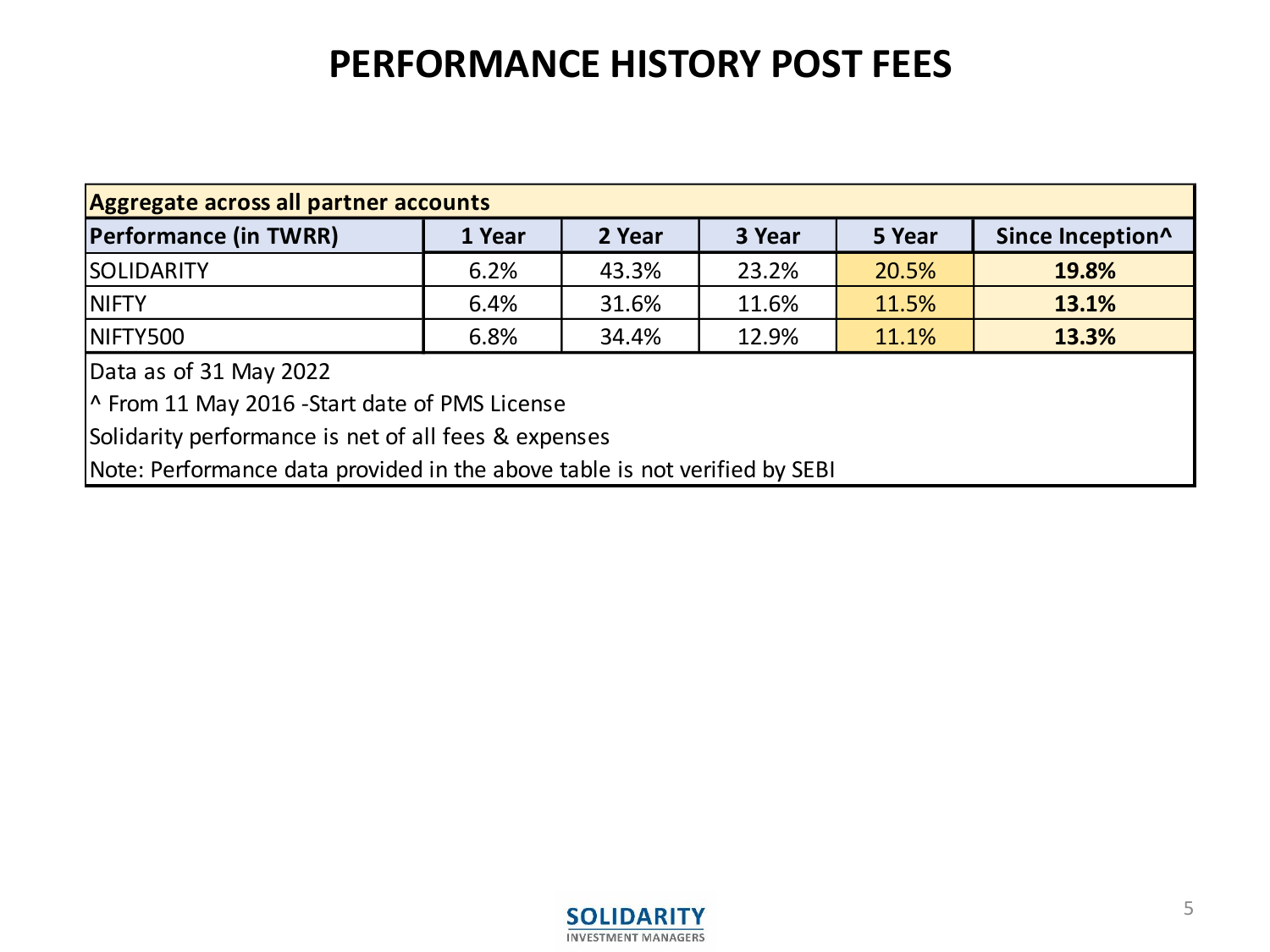# PERFORMANCE HISTORY POST FEES

| Aggregate across all partner accounts | | | | | |
|---|---|---|---|---|---|
| **Performance (in TWRR)** | **1 Year** | **2 Year** | **3 Year** | **5 Year** | **Since Inception^** |
| SOLIDARITY | 6.2% | 43.3% | 23.2% | 20.5% | **19.8%** |
| NIFTY | 6.4% | 31.6% | 11.6% | 11.5% | **13.1%** |
| NIFTY500 | 6.8% | 34.4% | 12.9% | 11.1% | **13.3%** |

Data as of 31 May 2022

^ From 11 May 2016 -Start date of PMS License

Solidarity performance is net of all fees & expenses

Note: Performance data provided in the above table is not verified by SEBI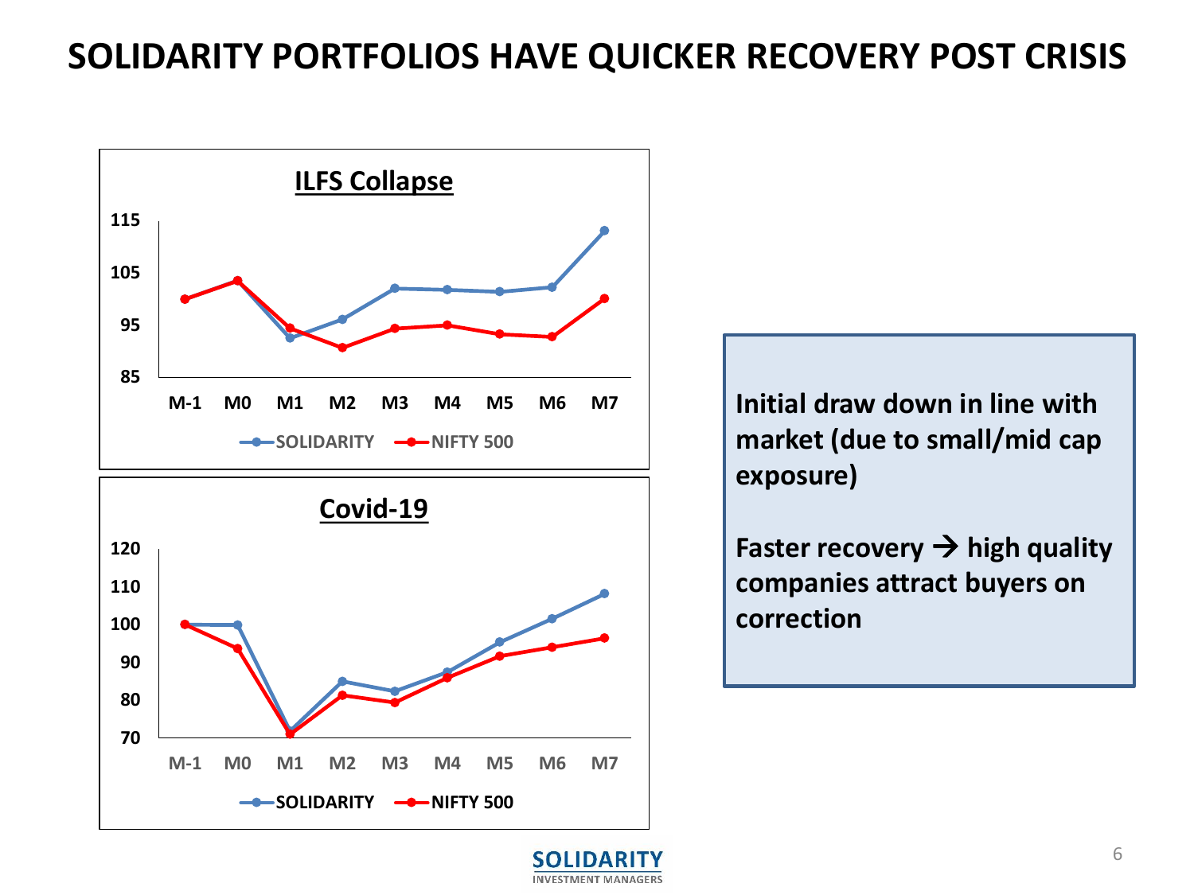# SOLIDARITY PORTFOLIOS HAVE QUICKER RECOVERY POST CRISIS

**ILFS Collapse**

115
105
95
85

M-1 M0 M1 M2 M3 M4 M5 M6 M7

SOLIDARITY NIFTY 500

**Covid-19**

120
110
100
90
80
70

M-1 M0 M1 M2 M3 M4 M5 M6 M7

SOLIDARITY NIFTY 500

**Initial draw down in line with market (due to small/mid cap exposure)**

**Faster recovery → high quality companies attract buyers on correction**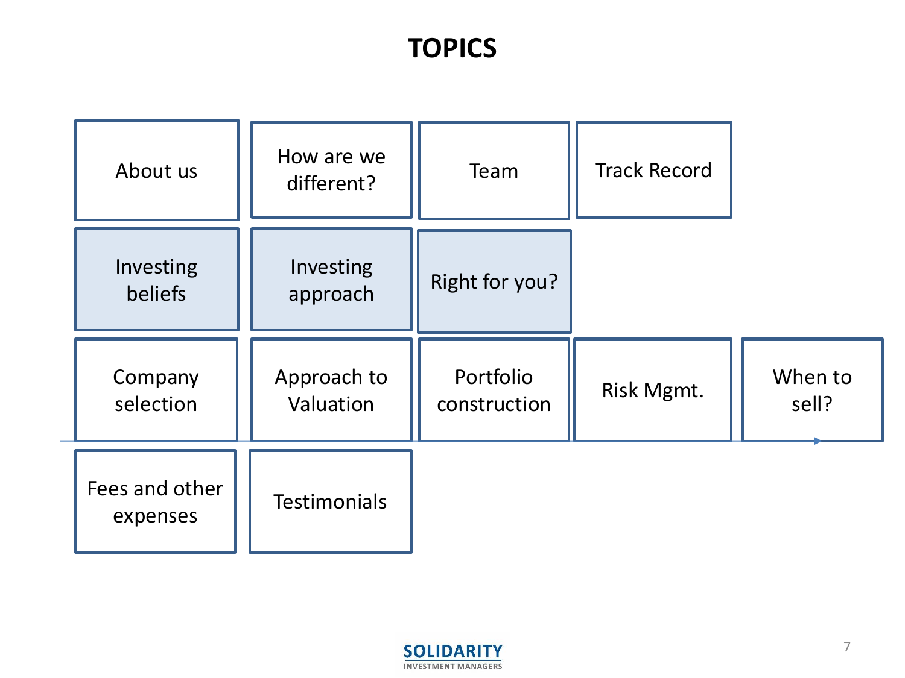# TOPICS

| | | | | |
|---|---|---|---|---|
| About us | How are we different? | Team | Track Record | |
| Investing beliefs | Investing approach | Right for you? | | |
| Company selection | Approach to Valuation | Portfolio construction | Risk Mgmt. | When to sell? |
| Fees and other expenses | Testimonials | | | |

SOLIDARITY
INVESTMENT MANAGERS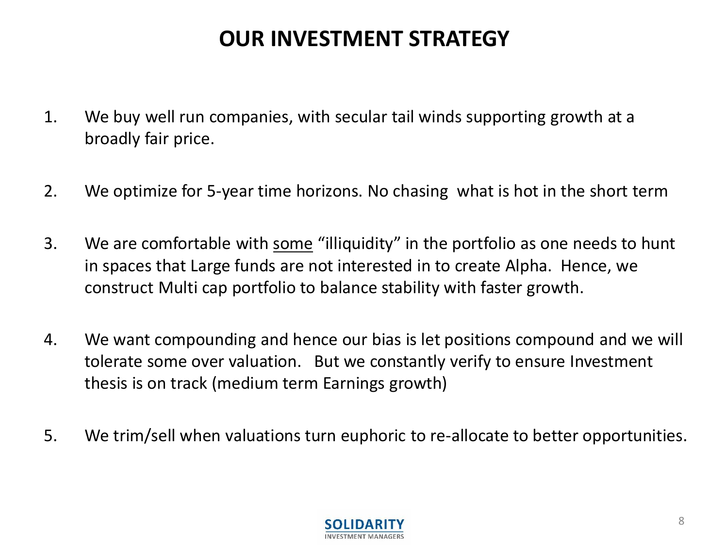# OUR INVESTMENT STRATEGY

1. We buy well run companies, with secular tail winds supporting growth at a broadly fair price.

2. We optimize for 5-year time horizons. No chasing what is hot in the short term

3. We are comfortable with <u>some</u> "illiquidity" in the portfolio as one needs to hunt in spaces that Large funds are not interested in to create Alpha. Hence, we construct Multi cap portfolio to balance stability with faster growth.

4. We want compounding and hence our bias is let positions compound and we will tolerate some over valuation. But we constantly verify to ensure Investment thesis is on track (medium term Earnings growth)

5. We trim/sell when valuations turn euphoric to re-allocate to better opportunities.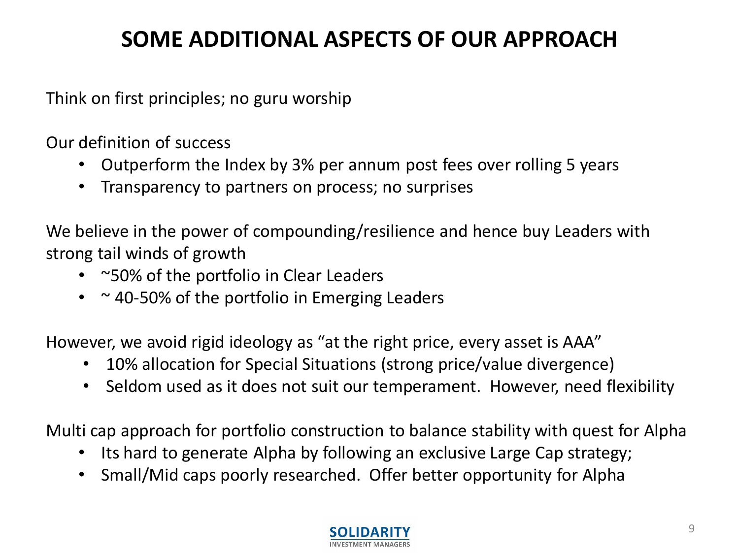# SOME ADDITIONAL ASPECTS OF OUR APPROACH

Think on first principles; no guru worship

Our definition of success

- Outperform the Index by 3% per annum post fees over rolling 5 years
- Transparency to partners on process; no surprises

We believe in the power of compounding/resilience and hence buy Leaders with strong tail winds of growth

- ~50% of the portfolio in Clear Leaders
- ~ 40-50% of the portfolio in Emerging Leaders

However, we avoid rigid ideology as "at the right price, every asset is AAA"

- 10% allocation for Special Situations (strong price/value divergence)
- Seldom used as it does not suit our temperament. However, need flexibility

Multi cap approach for portfolio construction to balance stability with quest for Alpha

- Its hard to generate Alpha by following an exclusive Large Cap strategy;
- Small/Mid caps poorly researched. Offer better opportunity for Alpha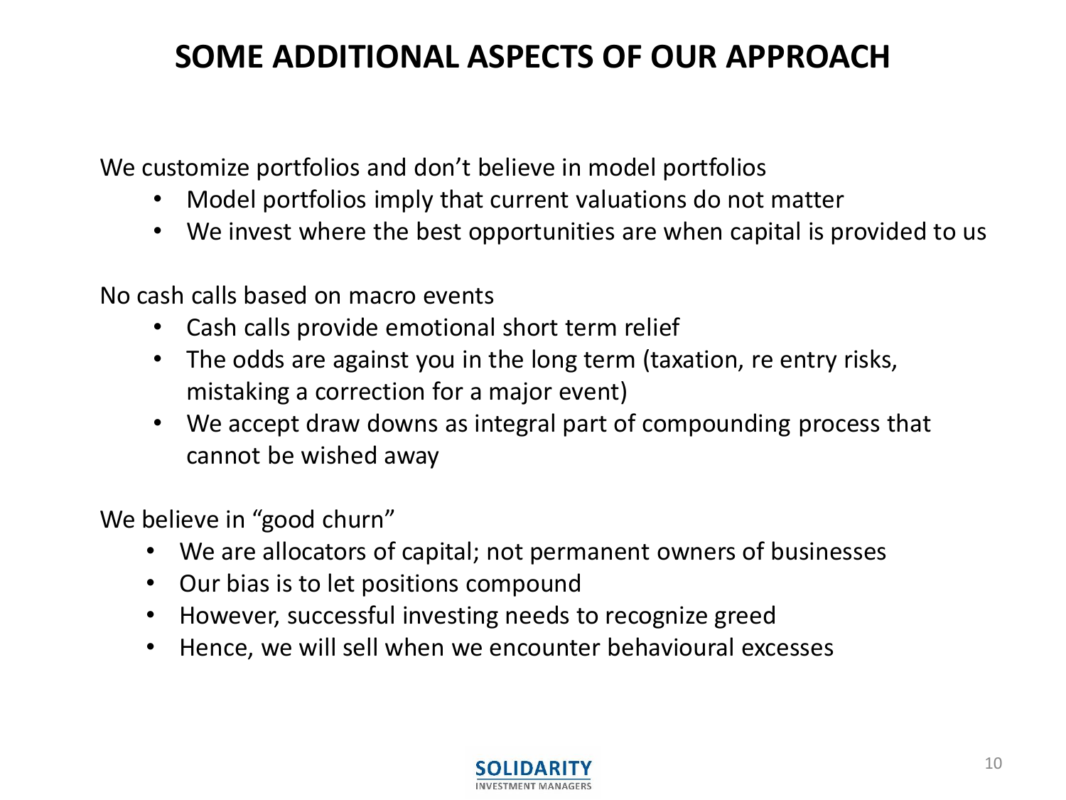# SOME ADDITIONAL ASPECTS OF OUR APPROACH

We customize portfolios and don't believe in model portfolios

- Model portfolios imply that current valuations do not matter
- We invest where the best opportunities are when capital is provided to us

No cash calls based on macro events

- Cash calls provide emotional short term relief
- The odds are against you in the long term (taxation, re entry risks, mistaking a correction for a major event)
- We accept draw downs as integral part of compounding process that cannot be wished away

We believe in "good churn"

- We are allocators of capital; not permanent owners of businesses
- Our bias is to let positions compound
- However, successful investing needs to recognize greed
- Hence, we will sell when we encounter behavioural excesses

SOLIDARITY
INVESTMENT MANAGERS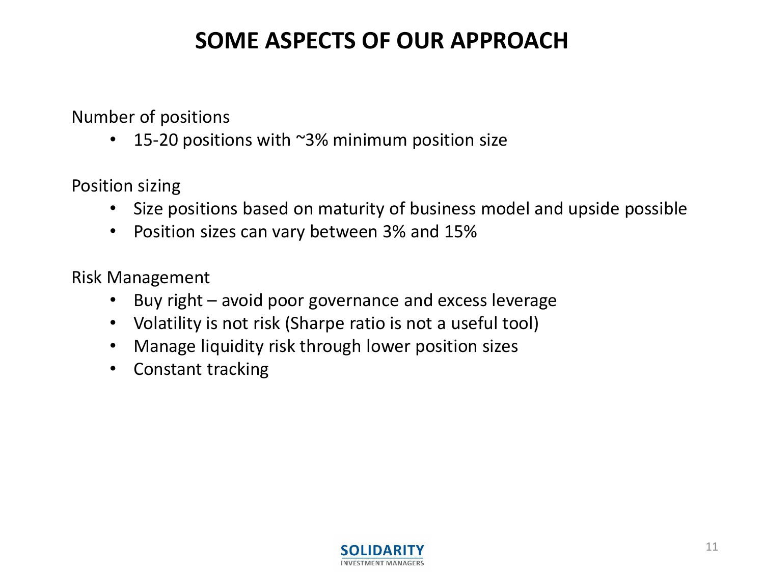# SOME ASPECTS OF OUR APPROACH

Number of positions

- 15-20 positions with ~3% minimum position size

Position sizing

- Size positions based on maturity of business model and upside possible
- Position sizes can vary between 3% and 15%

Risk Management

- Buy right – avoid poor governance and excess leverage
- Volatility is not risk (Sharpe ratio is not a useful tool)
- Manage liquidity risk through lower position sizes
- Constant tracking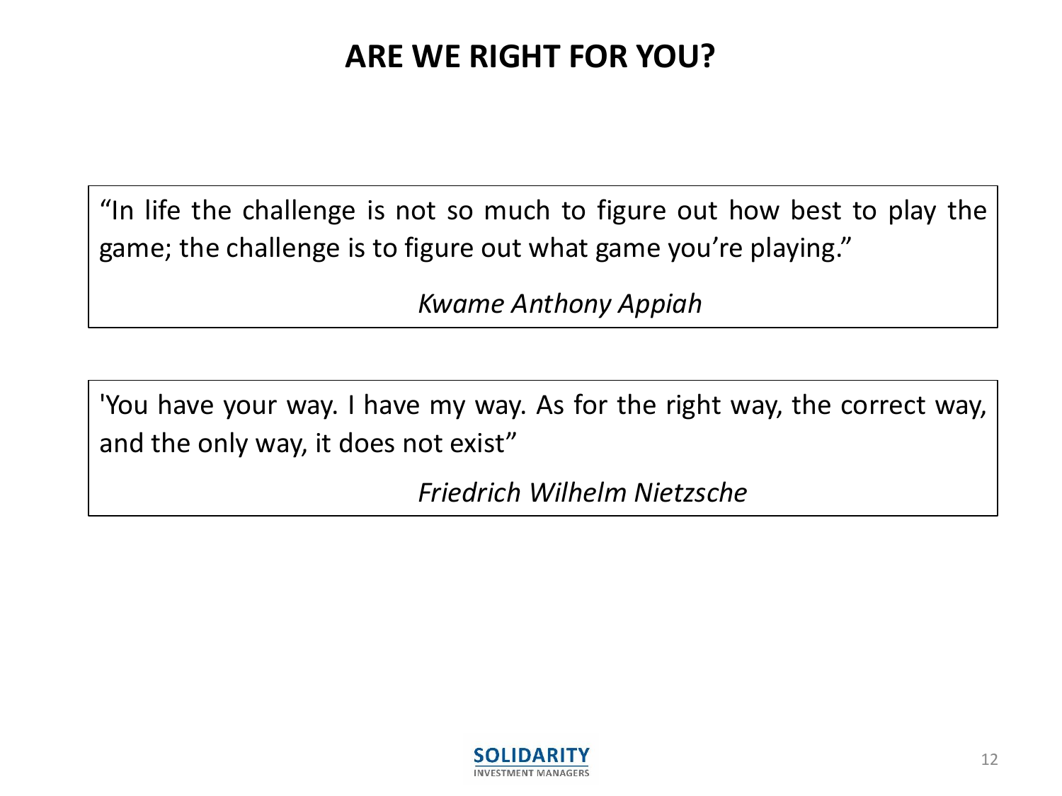# ARE WE RIGHT FOR YOU?

> "In life the challenge is not so much to figure out how best to play the game; the challenge is to figure out what game you're playing."
>
> *Kwame Anthony Appiah*

> 'You have your way. I have my way. As for the right way, the correct way, and the only way, it does not exist"
>
> *Friedrich Wilhelm Nietzsche*

SOLIDARITY INVESTMENT MANAGERS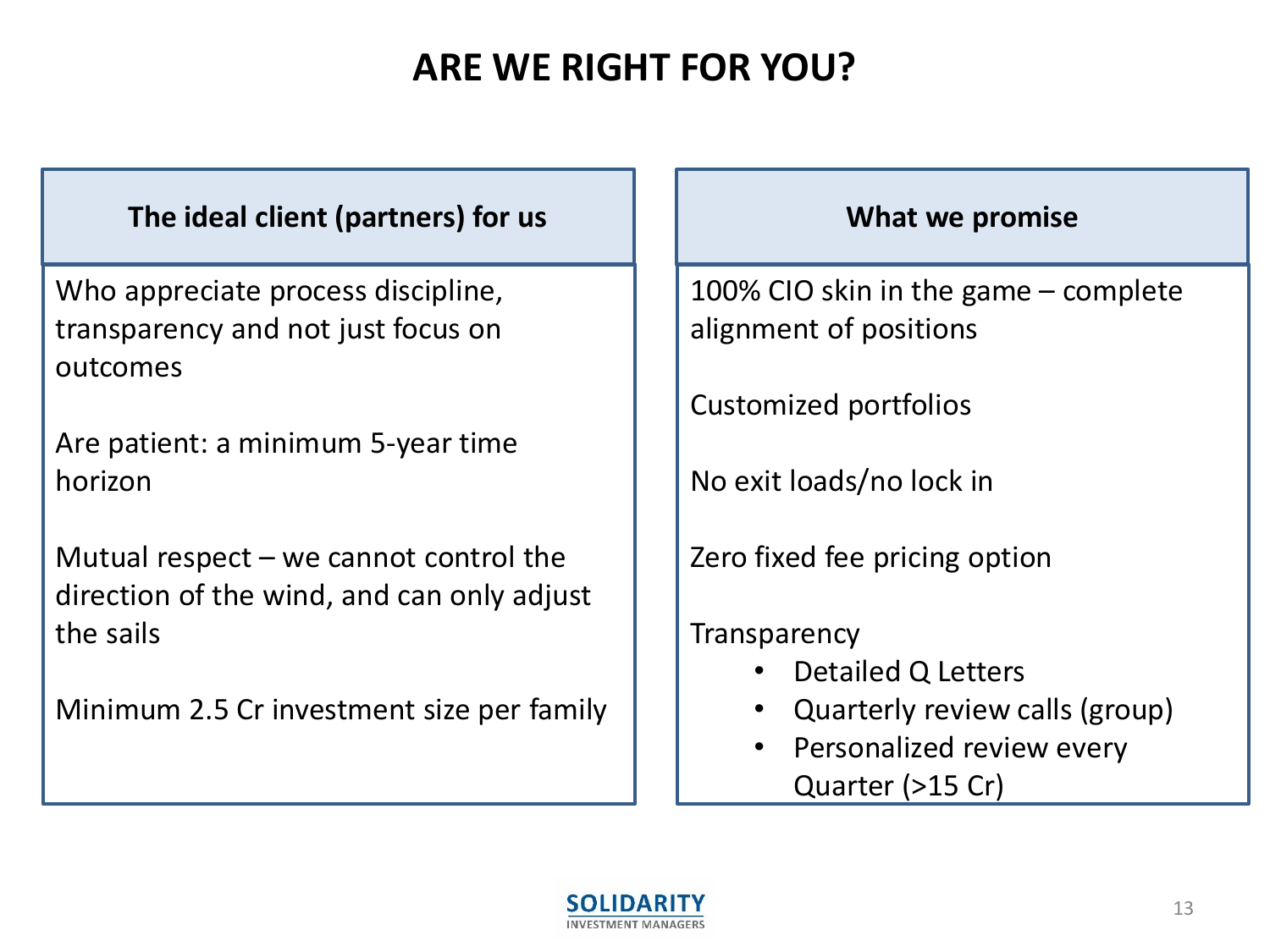# ARE WE RIGHT FOR YOU?

| The ideal client (partners) for us | What we promise |
| --- | --- |
| Who appreciate process discipline, transparency and not just focus on outcomes | 100% CIO skin in the game – complete alignment of positions |
| Are patient: a minimum 5-year time horizon | Customized portfolios |
| Mutual respect – we cannot control the direction of the wind, and can only adjust the sails | No exit loads/no lock in |
| Minimum 2.5 Cr investment size per family | Zero fixed fee pricing option |
| | Transparency<br>• Detailed Q Letters<br>• Quarterly review calls (group)<br>• Personalized review every Quarter (>15 Cr) |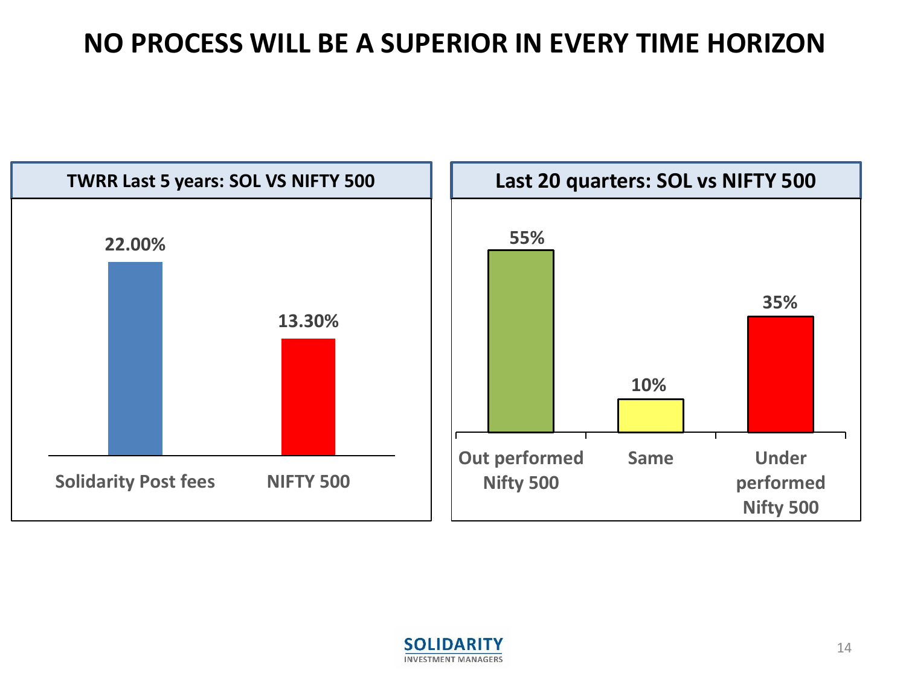# NO PROCESS WILL BE A SUPERIOR IN EVERY TIME HORIZON

**TWRR Last 5 years: SOL VS NIFTY 500**

| | TWRR |
|---|---|
| Solidarity Post fees | 22.00% |
| NIFTY 500 | 13.30% |

**Last 20 quarters: SOL vs NIFTY 500**

| | % of quarters |
|---|---|
| Out performed Nifty 500 | 55% |
| Same | 10% |
| Under performed Nifty 500 | 35% |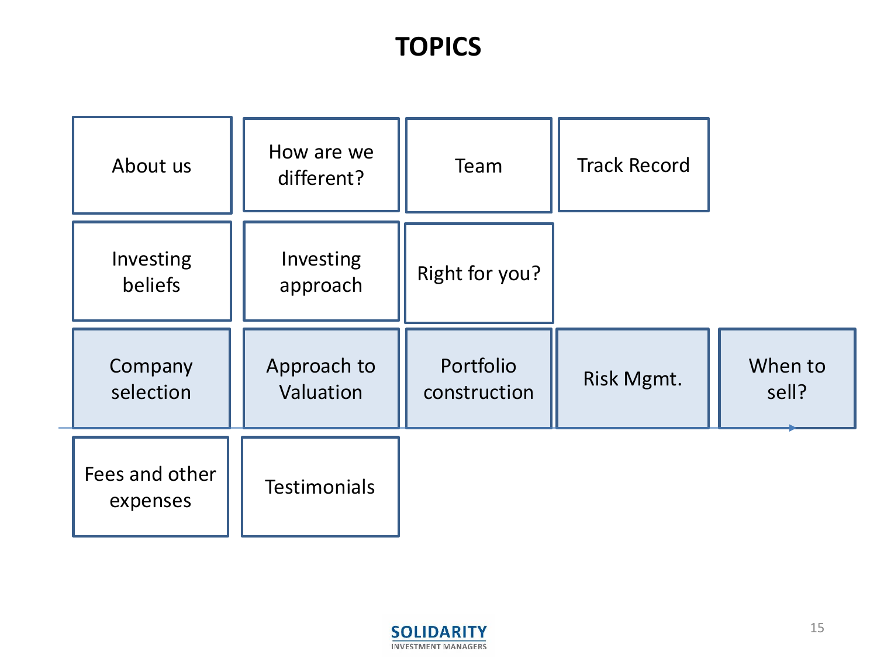# TOPICS

| | | | | |
|---|---|---|---|---|
| About us | How are we different? | Team | Track Record | |
| Investing beliefs | Investing approach | Right for you? | | |
| Company selection | Approach to Valuation | Portfolio construction | Risk Mgmt. | When to sell? |
| Fees and other expenses | Testimonials | | | |

SOLIDARITY
INVESTMENT MANAGERS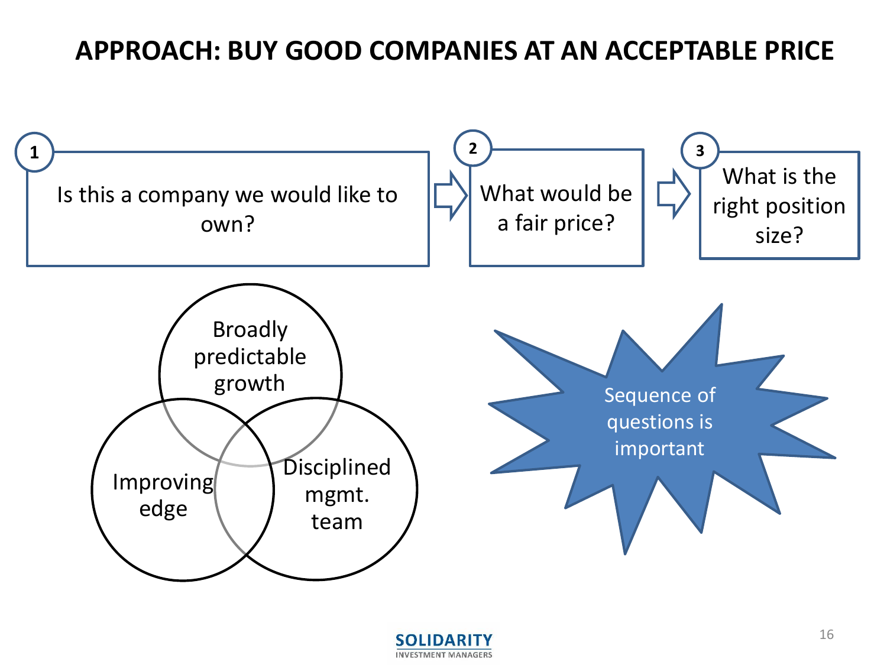# APPROACH: BUY GOOD COMPANIES AT AN ACCEPTABLE PRICE

1. Is this a company we would like to own?
2. What would be a fair price?
3. What is the right position size?

- Broadly predictable growth
- Improving edge
- Disciplined mgmt. team

Sequence of questions is important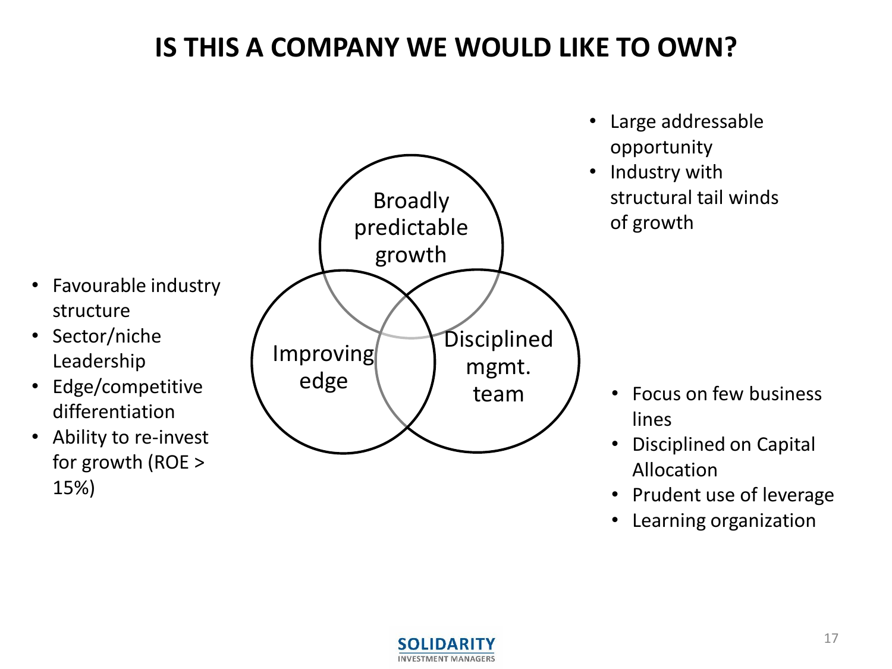# IS THIS A COMPANY WE WOULD LIKE TO OWN?

**Broadly predictable growth**

- Large addressable opportunity
- Industry with structural tail winds of growth

**Improving edge**

- Favourable industry structure
- Sector/niche Leadership
- Edge/competitive differentiation
- Ability to re-invest for growth (ROE > 15%)

**Disciplined mgmt. team**

- Focus on few business lines
- Disciplined on Capital Allocation
- Prudent use of leverage
- Learning organization

SOLIDARITY INVESTMENT MANAGERS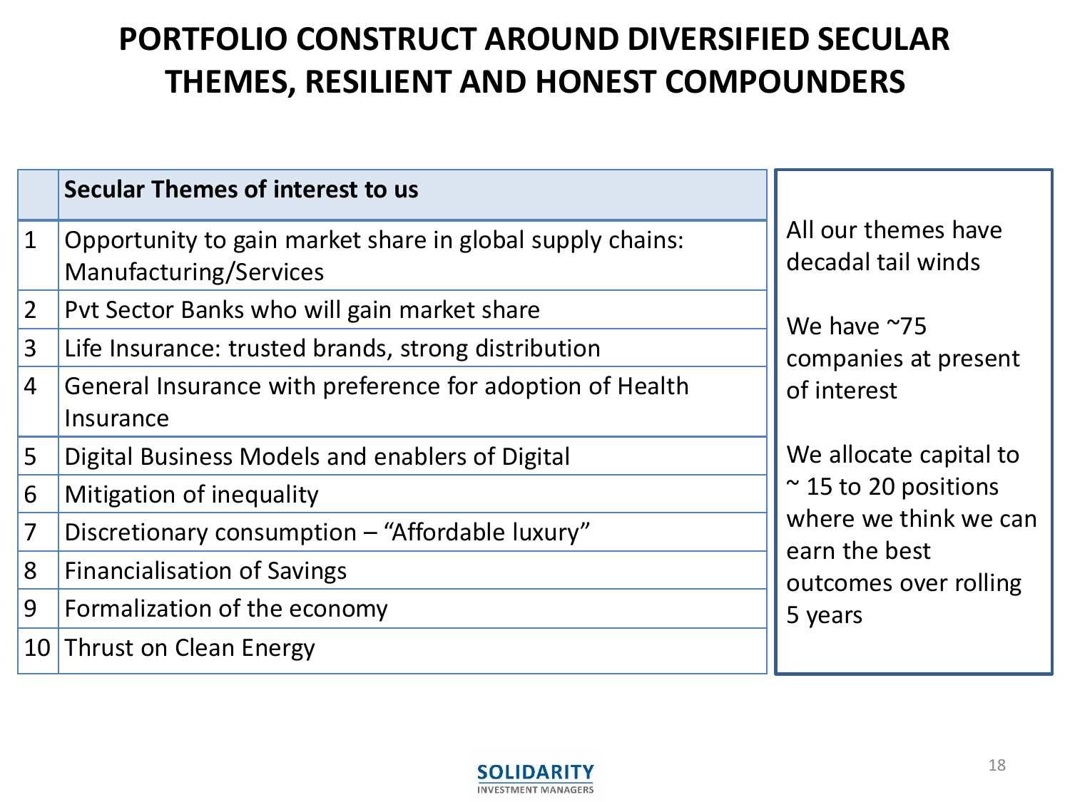# PORTFOLIO CONSTRUCT AROUND DIVERSIFIED SECULAR THEMES, RESILIENT AND HONEST COMPOUNDERS

| | Secular Themes of interest to us |
|---|---|
| 1 | Opportunity to gain market share in global supply chains: Manufacturing/Services |
| 2 | Pvt Sector Banks who will gain market share |
| 3 | Life Insurance: trusted brands, strong distribution |
| 4 | General Insurance with preference for adoption of Health Insurance |
| 5 | Digital Business Models and enablers of Digital |
| 6 | Mitigation of inequality |
| 7 | Discretionary consumption – "Affordable luxury" |
| 8 | Financialisation of Savings |
| 9 | Formalization of the economy |
| 10 | Thrust on Clean Energy |

All our themes have decadal tail winds

We have ~75 companies at present of interest

We allocate capital to ~ 15 to 20 positions where we think we can earn the best outcomes over rolling 5 years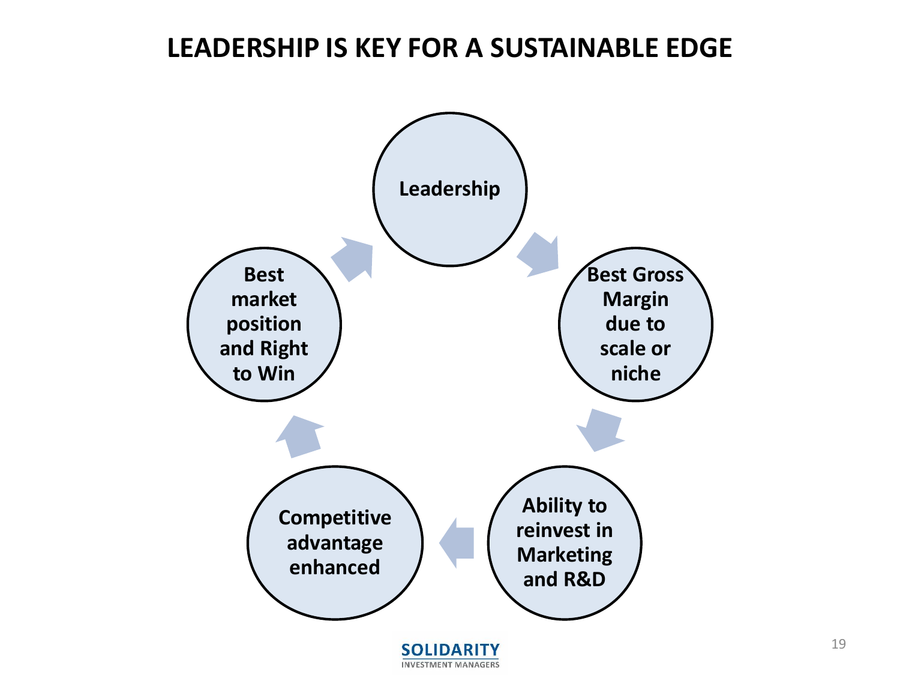# LEADERSHIP IS KEY FOR A SUSTAINABLE EDGE

- Leadership
- Best Gross Margin due to scale or niche
- Ability to reinvest in Marketing and R&D
- Competitive advantage enhanced
- Best market position and Right to Win

SOLIDARITY
INVESTMENT MANAGERS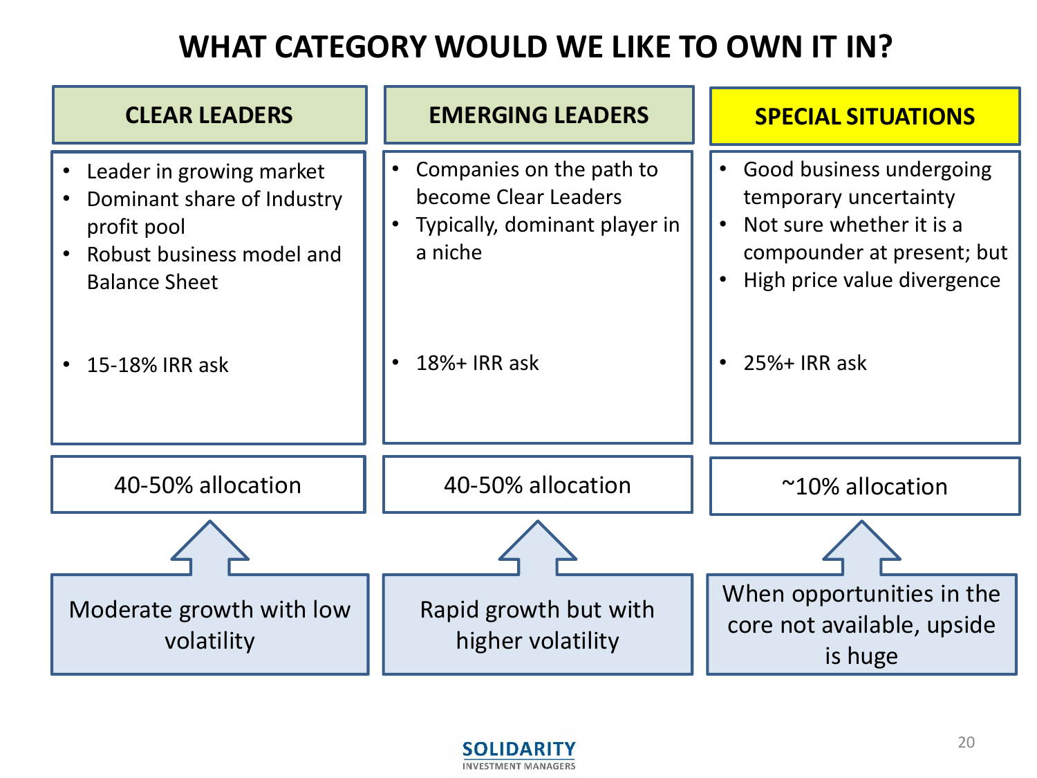# WHAT CATEGORY WOULD WE LIKE TO OWN IT IN?

| CLEAR LEADERS | EMERGING LEADERS | SPECIAL SITUATIONS |
|---|---|---|
| • Leader in growing market<br>• Dominant share of Industry profit pool<br>• Robust business model and Balance Sheet<br><br>• 15-18% IRR ask | • Companies on the path to become Clear Leaders<br>• Typically, dominant player in a niche<br><br>• 18%+ IRR ask | • Good business undergoing temporary uncertainty<br>• Not sure whether it is a compounder at present; but<br>• High price value divergence<br><br>• 25%+ IRR ask |
| 40-50% allocation | 40-50% allocation | ~10% allocation |
| Moderate growth with low volatility | Rapid growth but with higher volatility | When opportunities in the core not available, upside is huge |

SOLIDARITY INVESTMENT MANAGERS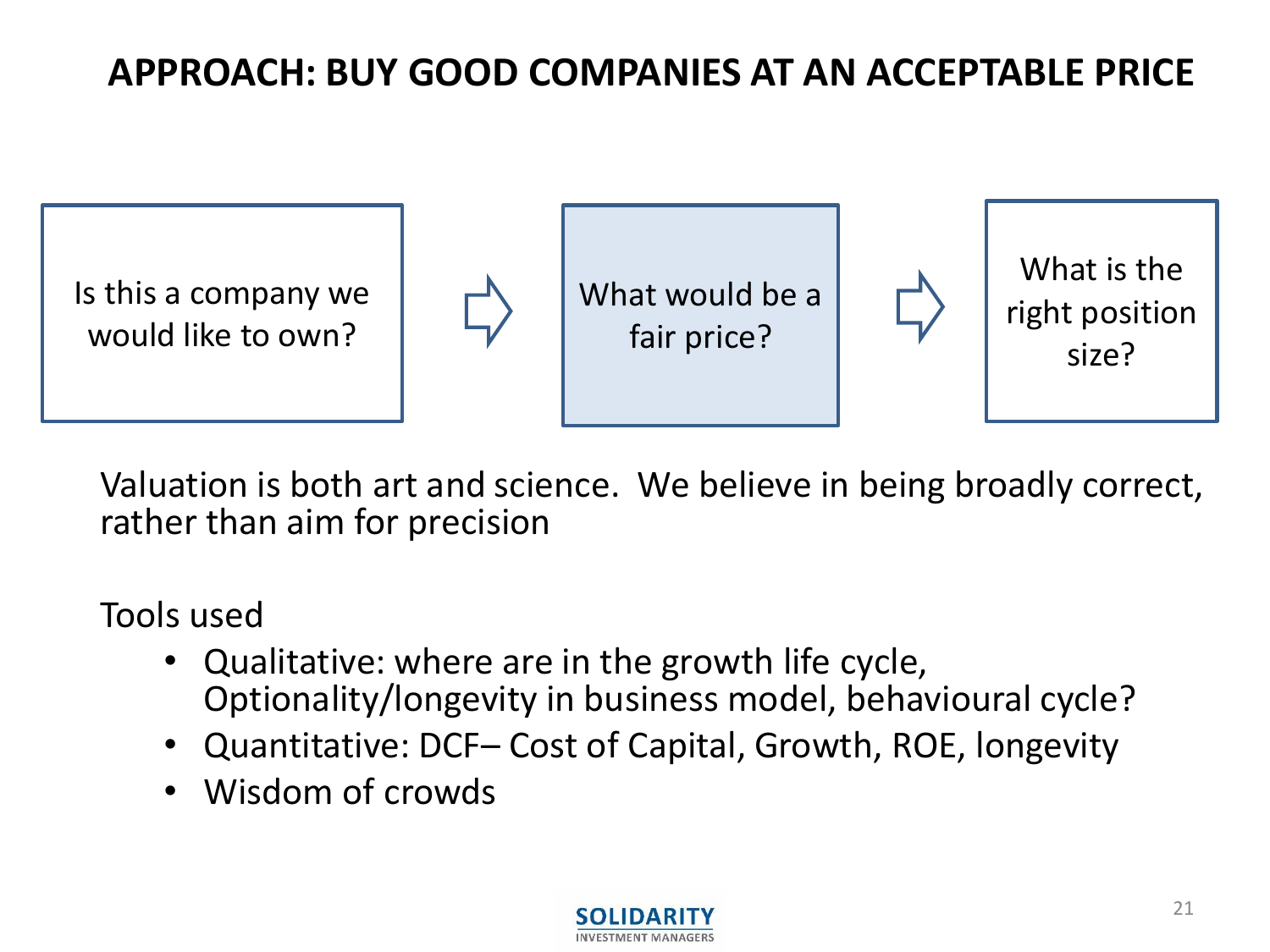# APPROACH: BUY GOOD COMPANIES AT AN ACCEPTABLE PRICE

Is this a company we would like to own? ⇨ What would be a fair price? ⇨ What is the right position size?

Valuation is both art and science. We believe in being broadly correct, rather than aim for precision

Tools used

- Qualitative: where are in the growth life cycle, Optionality/longevity in business model, behavioural cycle?
- Quantitative: DCF– Cost of Capital, Growth, ROE, longevity
- Wisdom of crowds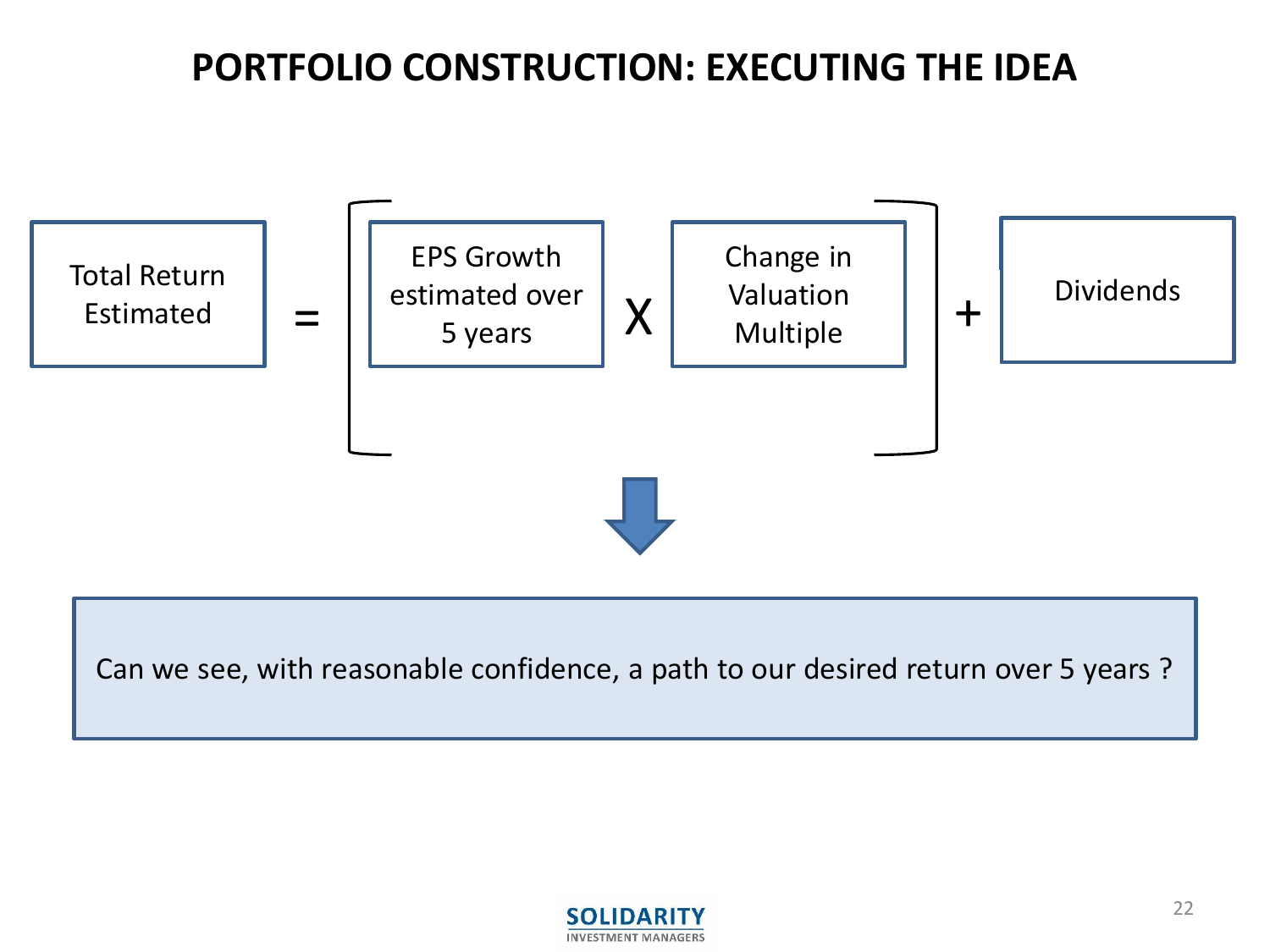# PORTFOLIO CONSTRUCTION: EXECUTING THE IDEA

Total Return Estimated = [ EPS Growth estimated over 5 years X Change in Valuation Multiple ] + Dividends

Can we see, with reasonable confidence, a path to our desired return over 5 years ?

**SOLIDARITY**
INVESTMENT MANAGERS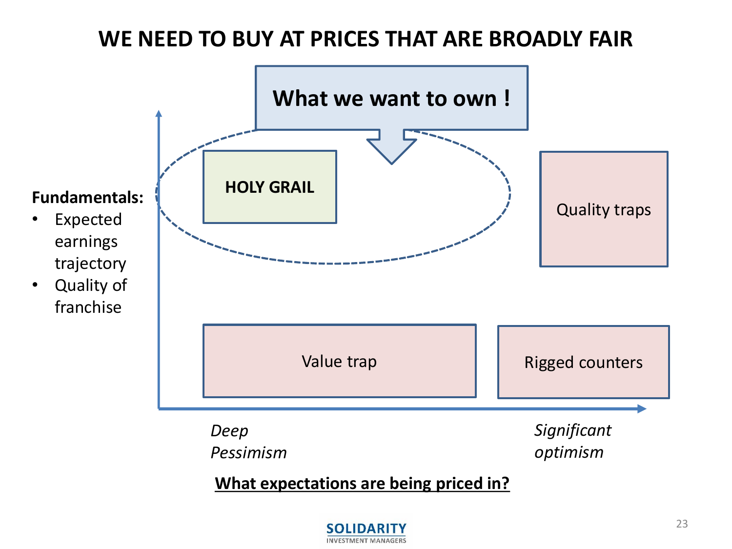# WE NEED TO BUY AT PRICES THAT ARE BROADLY FAIR

**What we want to own !**

**Fundamentals:**
- Expected earnings trajectory
- Quality of franchise

**HOLY GRAIL**

Quality traps

Value trap

Rigged counters

*Deep Pessimism*

*Significant optimism*

**What expectations are being priced in?**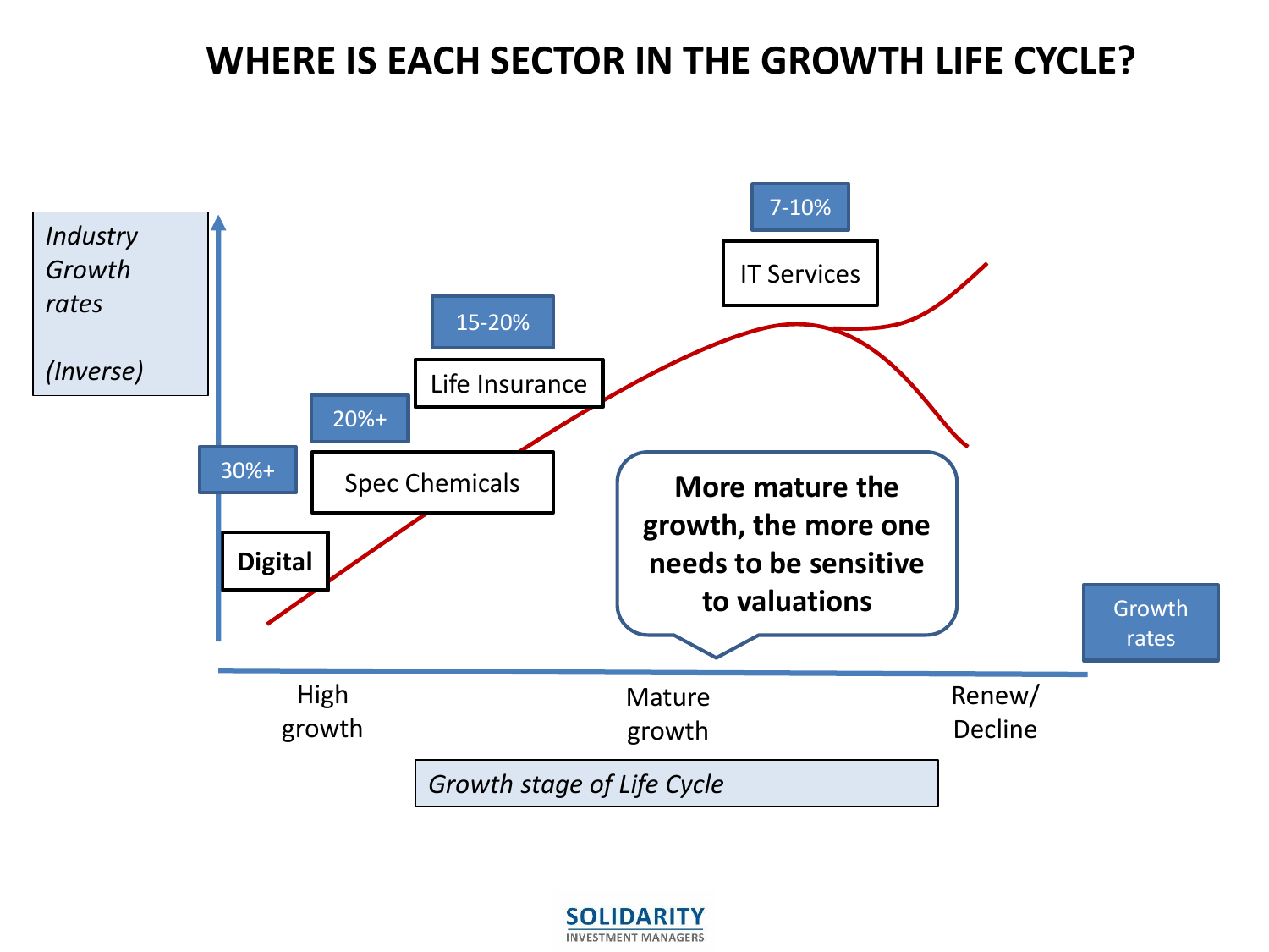# WHERE IS EACH SECTOR IN THE GROWTH LIFE CYCLE?

*Industry Growth rates*

*(Inverse)*

30%+

Digital

20%+

Spec Chemicals

15-20%

Life Insurance

7-10%

IT Services

**More mature the growth, the more one needs to be sensitive to valuations**

Growth rates

High growth

Mature growth

Renew/ Decline

*Growth stage of Life Cycle*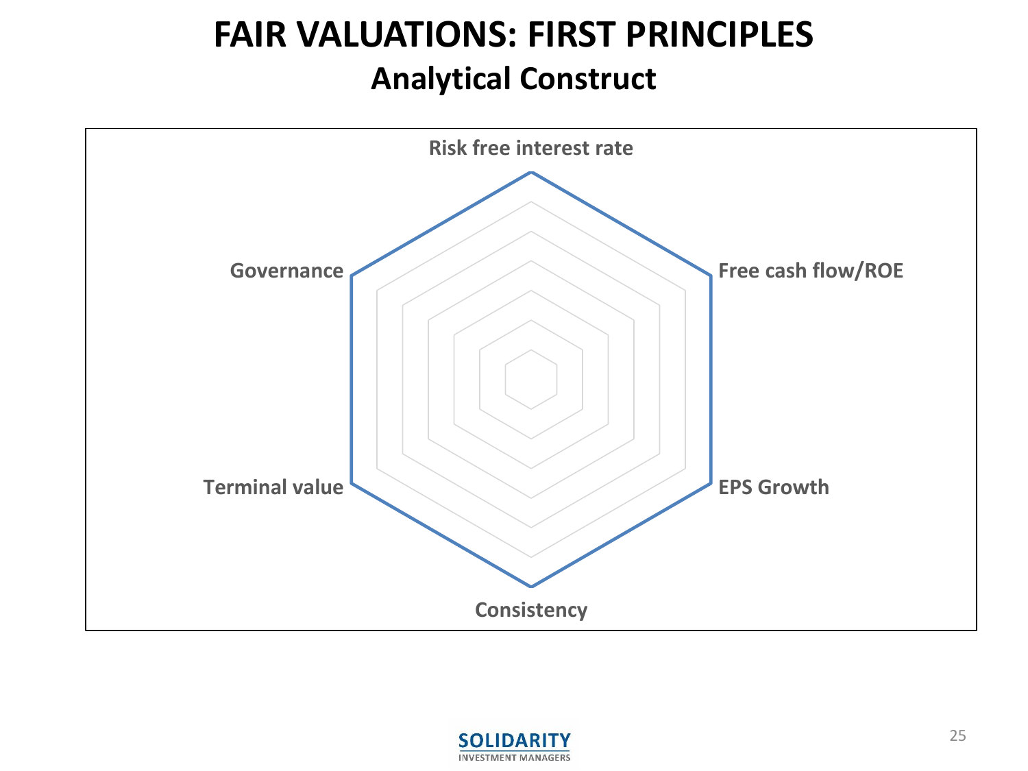# FAIR VALUATIONS: FIRST PRINCIPLES

## Analytical Construct

Risk free interest rate

Free cash flow/ROE

EPS Growth

Consistency

Terminal value

Governance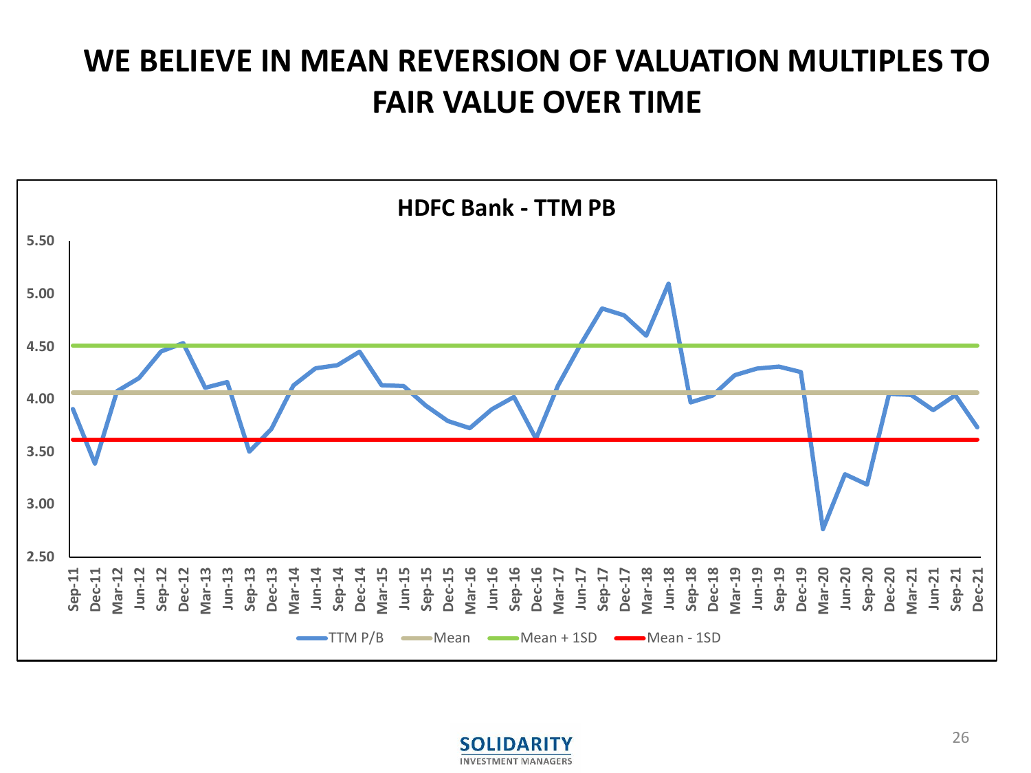# WE BELIEVE IN MEAN REVERSION OF VALUATION MULTIPLES TO FAIR VALUE OVER TIME

**HDFC Bank - TTM PB**

Legend: TTM P/B, Mean, Mean + 1SD, Mean - 1SD

Y-axis: 2.50, 3.00, 3.50, 4.00, 4.50, 5.00, 5.50

X-axis: Sep-11, Dec-11, Mar-12, Jun-12, Sep-12, Dec-12, Mar-13, Jun-13, Sep-13, Dec-13, Mar-14, Jun-14, Sep-14, Dec-14, Mar-15, Jun-15, Sep-15, Dec-15, Mar-16, Jun-16, Sep-16, Dec-16, Mar-17, Jun-17, Sep-17, Dec-17, Mar-18, Jun-18, Sep-18, Dec-18, Mar-19, Jun-19, Sep-19, Dec-19, Mar-20, Jun-20, Sep-20, Dec-20, Mar-21, Jun-21, Sep-21, Dec-21

SOLIDARITY INVESTMENT MANAGERS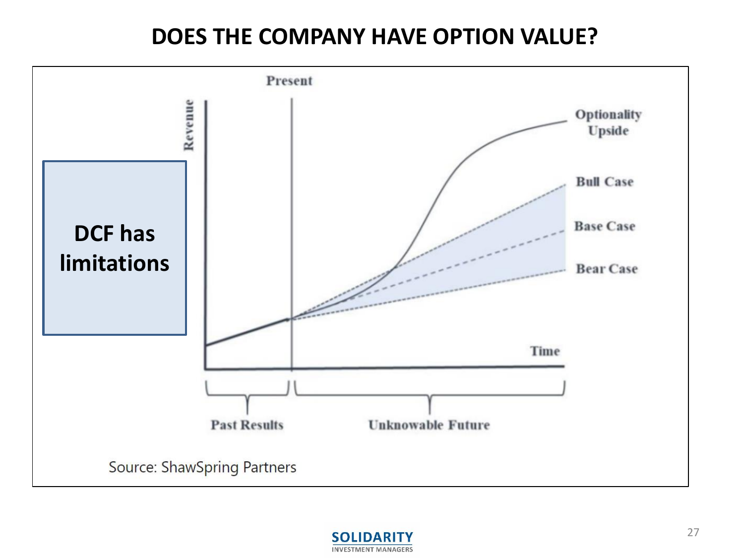# DOES THE COMPANY HAVE OPTION VALUE?

**DCF has limitations**

Present

Revenue

Optionality Upside

Bull Case

Base Case

Bear Case

Time

Past Results

Unknowable Future

Source: ShawSpring Partners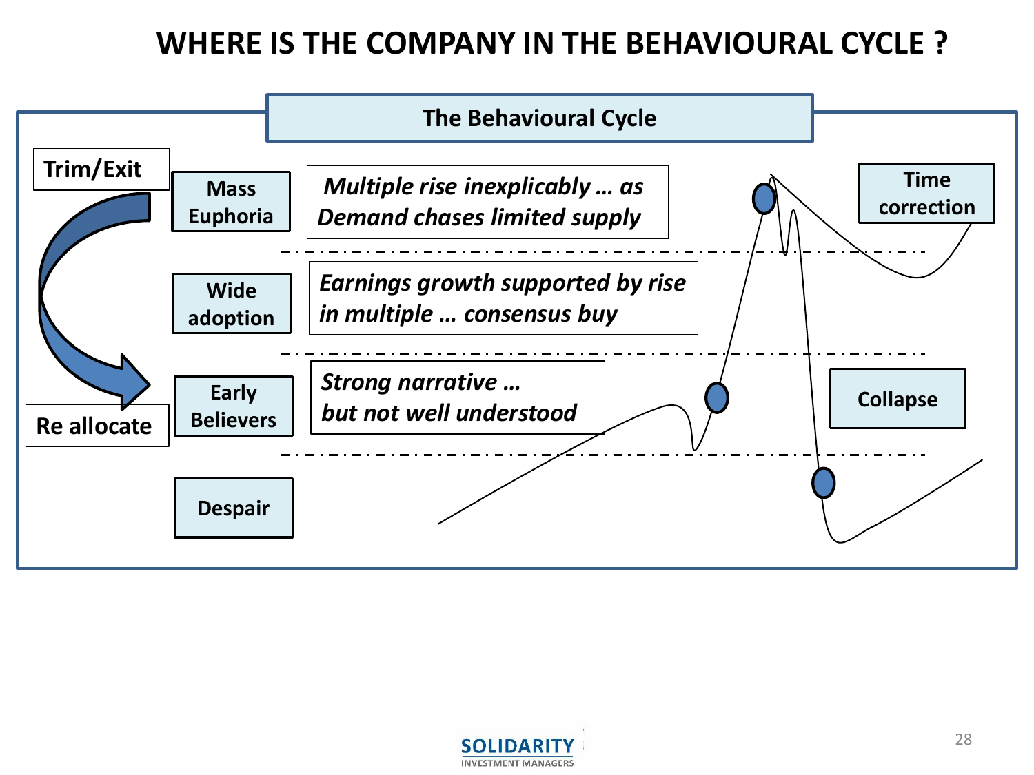# WHERE IS THE COMPANY IN THE BEHAVIOURAL CYCLE ?

**The Behavioural Cycle**

Trim/Exit

Re allocate

| Stage | Description |
|---|---|
| Mass Euphoria | *Multiple rise inexplicably … as Demand chases limited supply* |
| Wide adoption | *Earnings growth supported by rise in multiple … consensus buy* |
| Early Believers | *Strong narrative … but not well understood* |
| Despair | |

Time correction

Collapse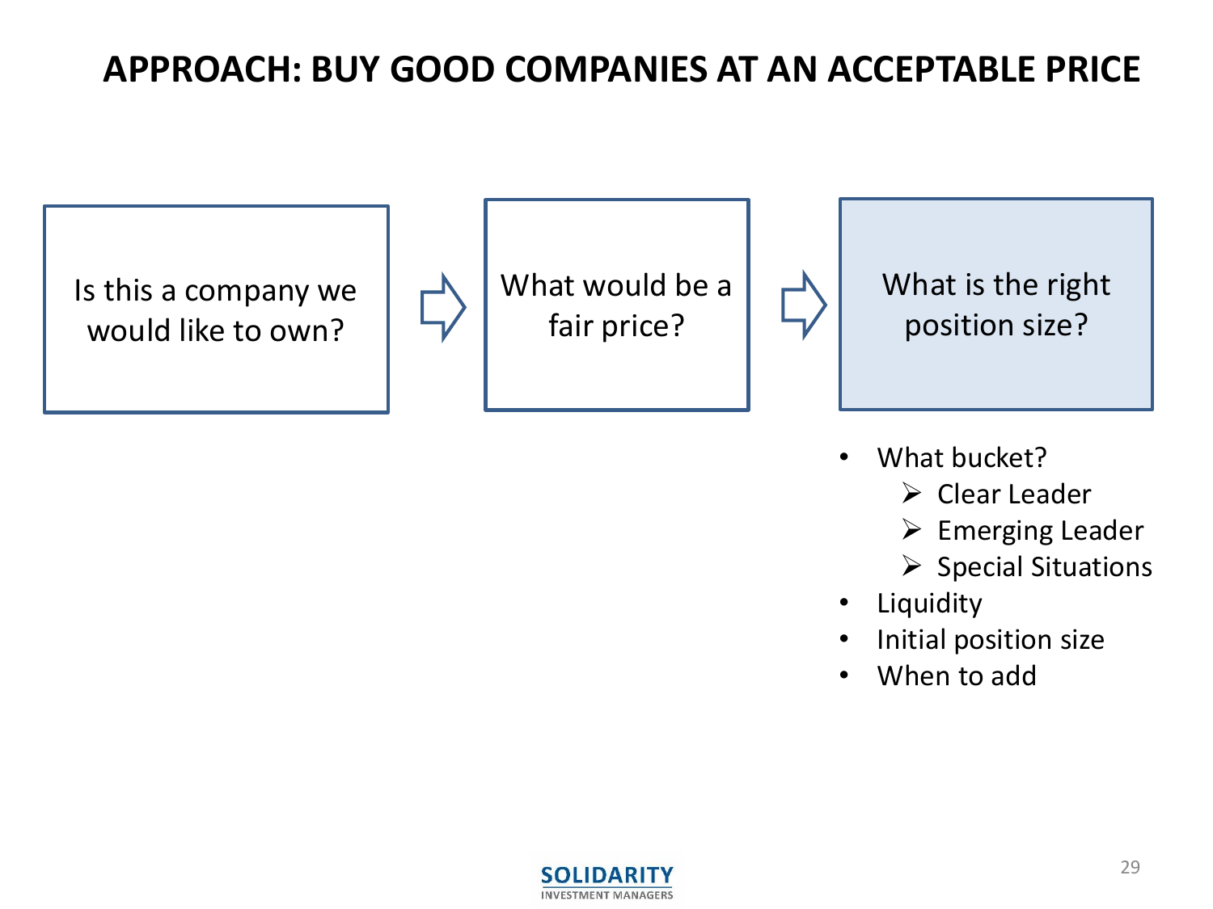# APPROACH: BUY GOOD COMPANIES AT AN ACCEPTABLE PRICE

Is this a company we would like to own? ⇨ What would be a fair price? ⇨ What is the right position size?

- What bucket?
  - Clear Leader
  - Emerging Leader
  - Special Situations
- Liquidity
- Initial position size
- When to add

SOLIDARITY
INVESTMENT MANAGERS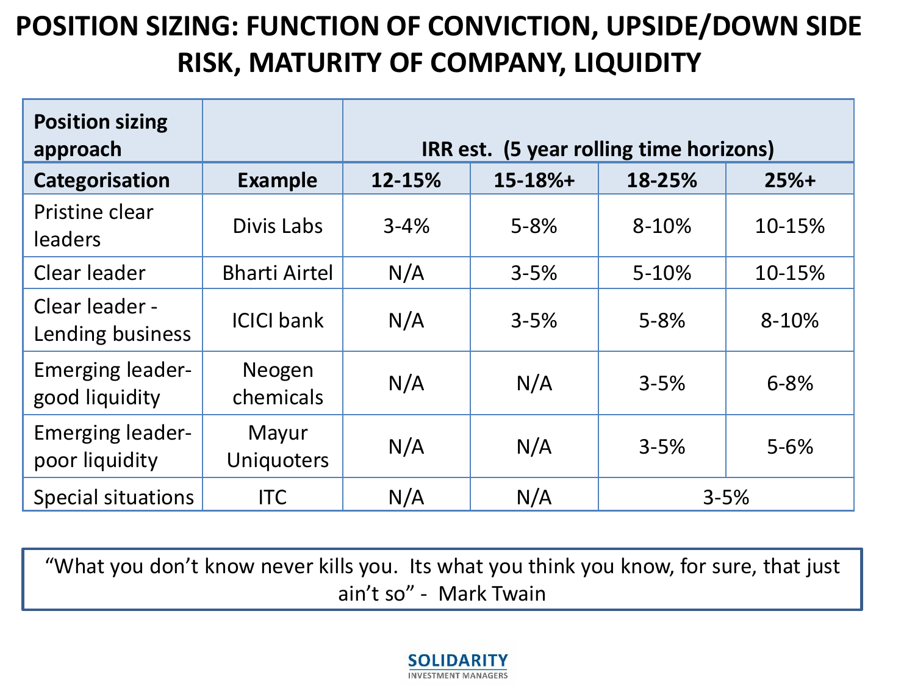# POSITION SIZING: FUNCTION OF CONVICTION, UPSIDE/DOWN SIDE RISK, MATURITY OF COMPANY, LIQUIDITY

| Position sizing approach | | IRR est. (5 year rolling time horizons) | | | |
|---|---|---|---|---|---|
| **Categorisation** | **Example** | **12-15%** | **15-18%+** | **18-25%** | **25%+** |
| Pristine clear leaders | Divis Labs | 3-4% | 5-8% | 8-10% | 10-15% |
| Clear leader | Bharti Airtel | N/A | 3-5% | 5-10% | 10-15% |
| Clear leader - Lending business | ICICI bank | N/A | 3-5% | 5-8% | 8-10% |
| Emerging leader- good liquidity | Neogen chemicals | N/A | N/A | 3-5% | 6-8% |
| Emerging leader- poor liquidity | Mayur Uniquoters | N/A | N/A | 3-5% | 5-6% |
| Special situations | ITC | N/A | N/A | 3-5% | |

> "What you don't know never kills you. Its what you think you know, for sure, that just ain't so" - Mark Twain

SOLIDARITY
INVESTMENT MANAGERS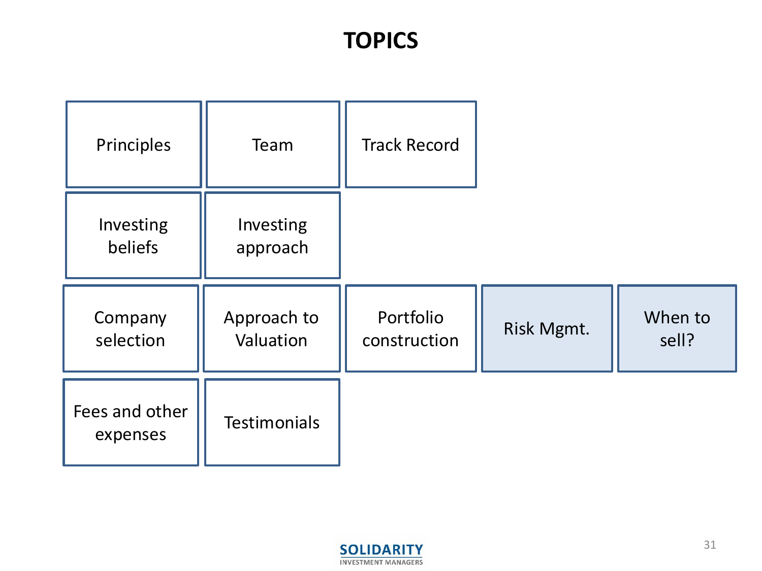# TOPICS

| | | | | |
|---|---|---|---|---|
| Principles | Team | Track Record | | |
| Investing beliefs | Investing approach | | | |
| Company selection | Approach to Valuation | Portfolio construction | Risk Mgmt. | When to sell? |
| Fees and other expenses | Testimonials | | | |

SOLIDARITY
INVESTMENT MANAGERS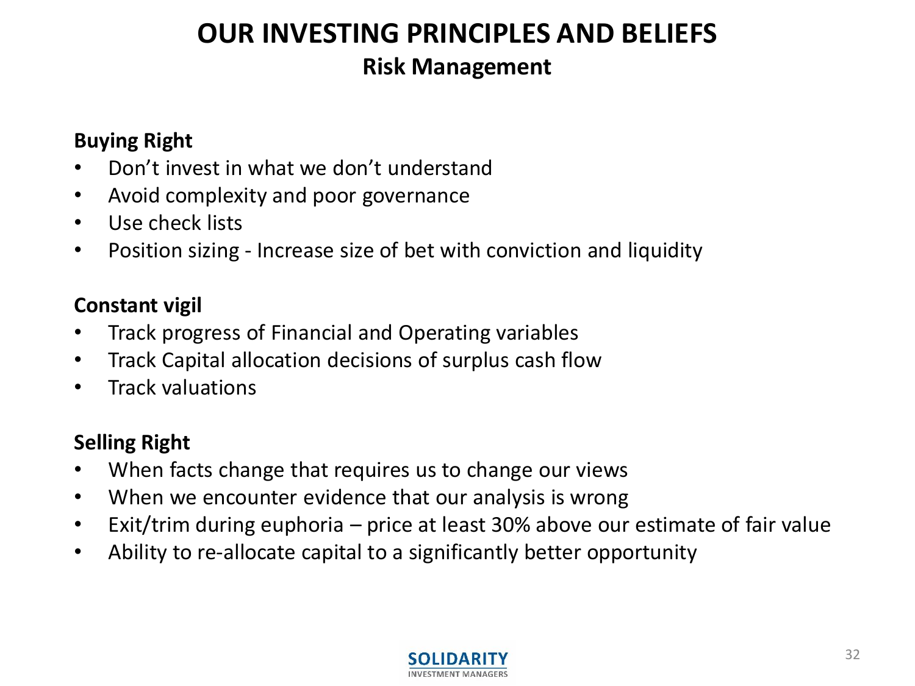# OUR INVESTING PRINCIPLES AND BELIEFS

## Risk Management

**Buying Right**

- Don't invest in what we don't understand
- Avoid complexity and poor governance
- Use check lists
- Position sizing - Increase size of bet with conviction and liquidity

**Constant vigil**

- Track progress of Financial and Operating variables
- Track Capital allocation decisions of surplus cash flow
- Track valuations

**Selling Right**

- When facts change that requires us to change our views
- When we encounter evidence that our analysis is wrong
- Exit/trim during euphoria – price at least 30% above our estimate of fair value
- Ability to re-allocate capital to a significantly better opportunity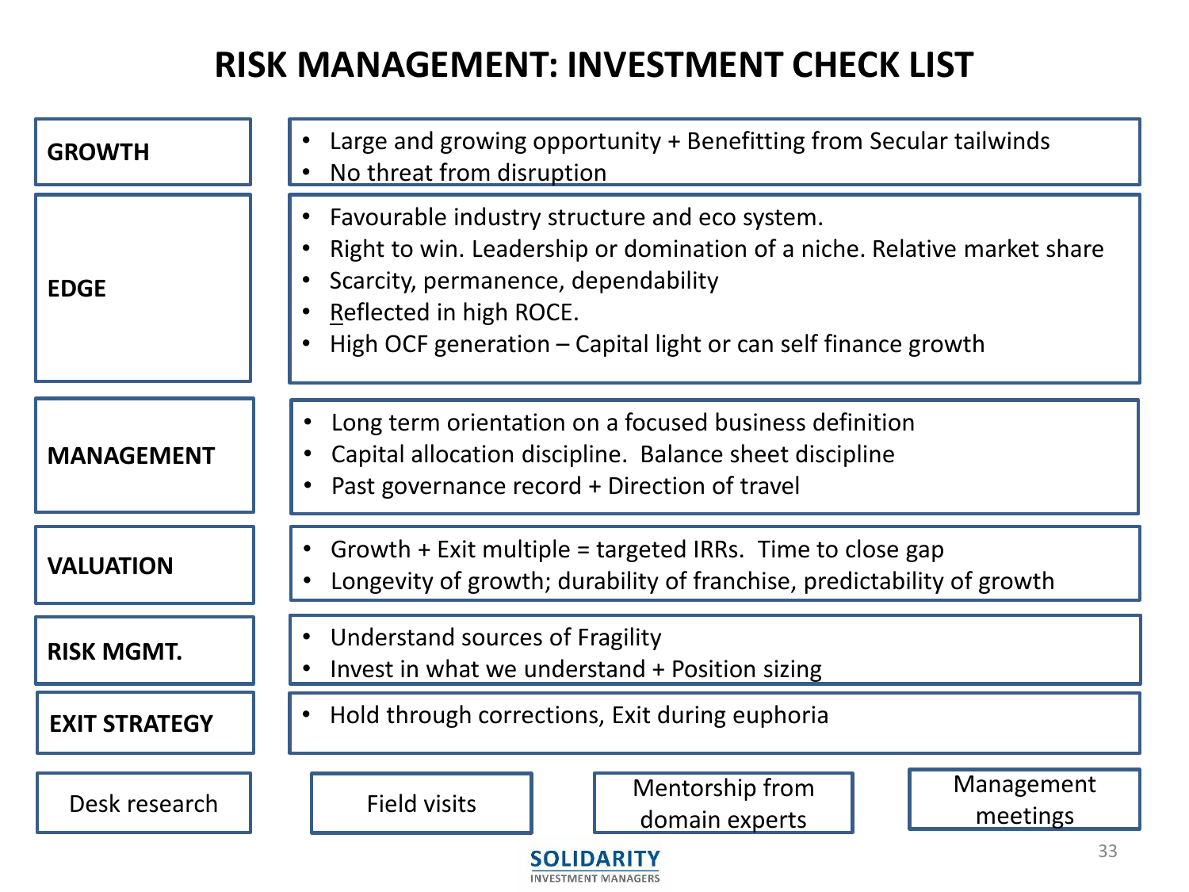# RISK MANAGEMENT: INVESTMENT CHECK LIST

| | |
|---|---|
| **GROWTH** | • Large and growing opportunity + Benefitting from Secular tailwinds<br>• No threat from disruption |
| **EDGE** | • Favourable industry structure and eco system.<br>• Right to win. Leadership or domination of a niche. Relative market share<br>• Scarcity, permanence, dependability<br>• Reflected in high ROCE.<br>• High OCF generation – Capital light or can self finance growth |
| **MANAGEMENT** | • Long term orientation on a focused business definition<br>• Capital allocation discipline. Balance sheet discipline<br>• Past governance record + Direction of travel |
| **VALUATION** | • Growth + Exit multiple = targeted IRRs. Time to close gap<br>• Longevity of growth; durability of franchise, predictability of growth |
| **RISK MGMT.** | • Understand sources of Fragility<br>• Invest in what we understand + Position sizing |
| **EXIT STRATEGY** | • Hold through corrections, Exit during euphoria |

Desk research | Field visits | Mentorship from domain experts | Management meetings

SOLIDARITY INVESTMENT MANAGERS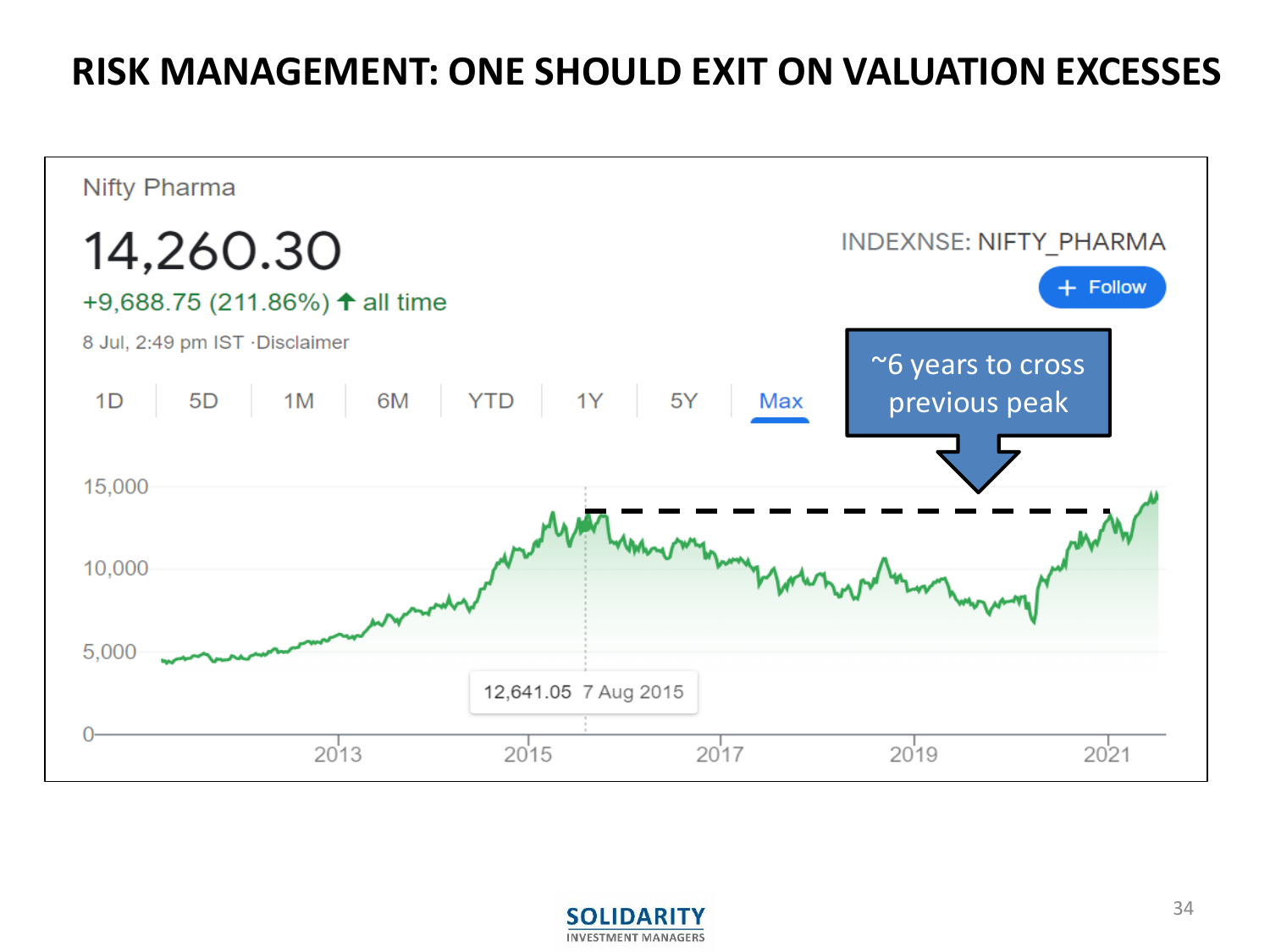# RISK MANAGEMENT: ONE SHOULD EXIT ON VALUATION EXCESSES

Nifty Pharma

14,260.30

+9,688.75 (211.86%) ↑ all time

8 Jul, 2:49 pm IST ·Disclaimer

INDEXNSE: NIFTY_PHARMA

+ Follow

1D | 5D | 1M | 6M | YTD | 1Y | 5Y | Max

~6 years to cross previous peak

15,000

10,000

5,000

0

12,641.05 7 Aug 2015

2013 2015 2017 2019 2021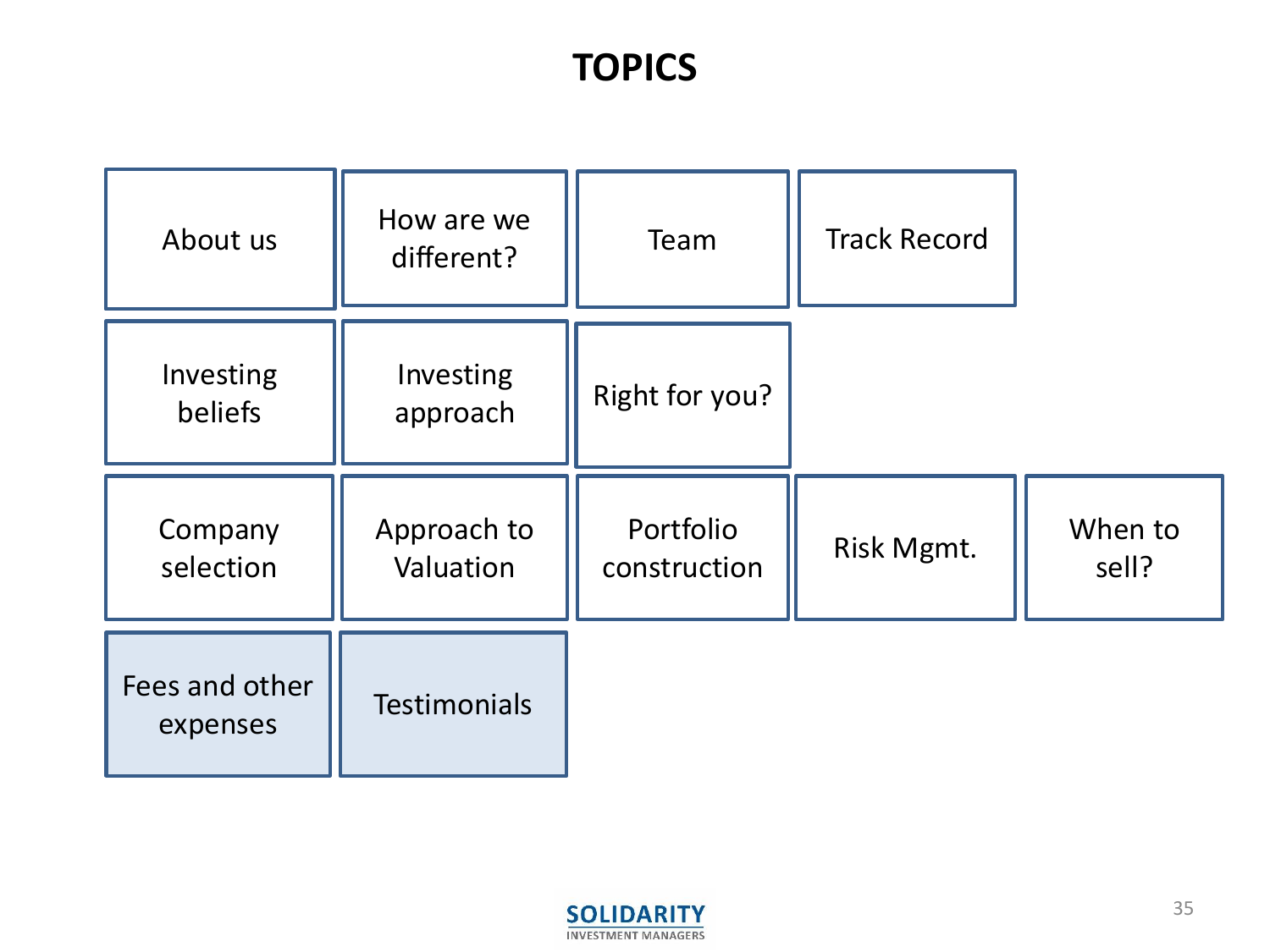# TOPICS

| | | | | |
|---|---|---|---|---|
| About us | How are we different? | Team | Track Record | |
| Investing beliefs | Investing approach | Right for you? | | |
| Company selection | Approach to Valuation | Portfolio construction | Risk Mgmt. | When to sell? |
| Fees and other expenses | Testimonials | | | |

SOLIDARITY
INVESTMENT MANAGERS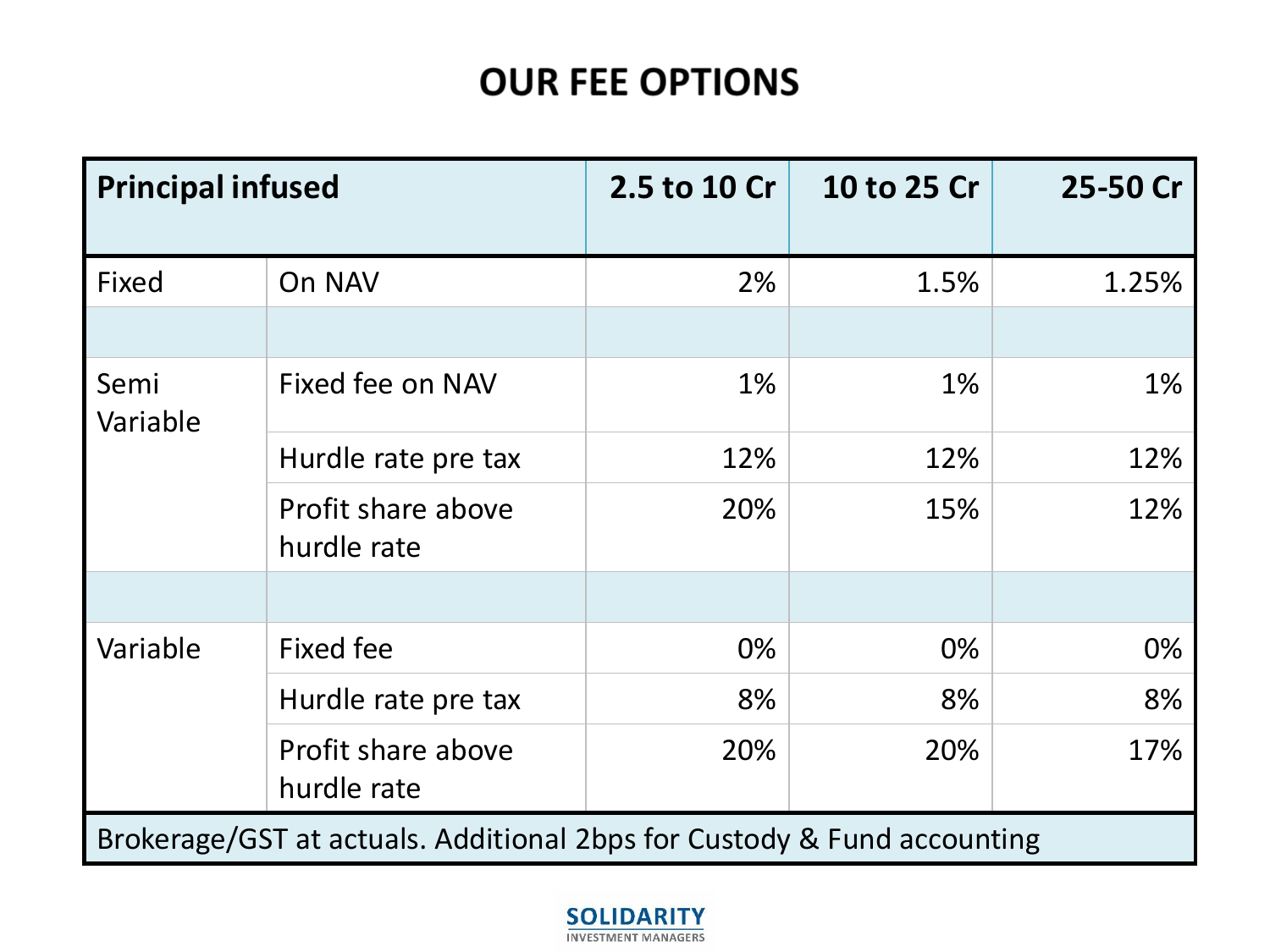# OUR FEE OPTIONS

| Principal infused | | 2.5 to 10 Cr | 10 to 25 Cr | 25-50 Cr |
|---|---|---|---|---|
| Fixed | On NAV | 2% | 1.5% | 1.25% |
| | | | | |
| Semi Variable | Fixed fee on NAV | 1% | 1% | 1% |
| | Hurdle rate pre tax | 12% | 12% | 12% |
| | Profit share above hurdle rate | 20% | 15% | 12% |
| | | | | |
| Variable | Fixed fee | 0% | 0% | 0% |
| | Hurdle rate pre tax | 8% | 8% | 8% |
| | Profit share above hurdle rate | 20% | 20% | 17% |
| Brokerage/GST at actuals. Additional 2bps for Custody & Fund accounting | | | | |

SOLIDARITY
INVESTMENT MANAGERS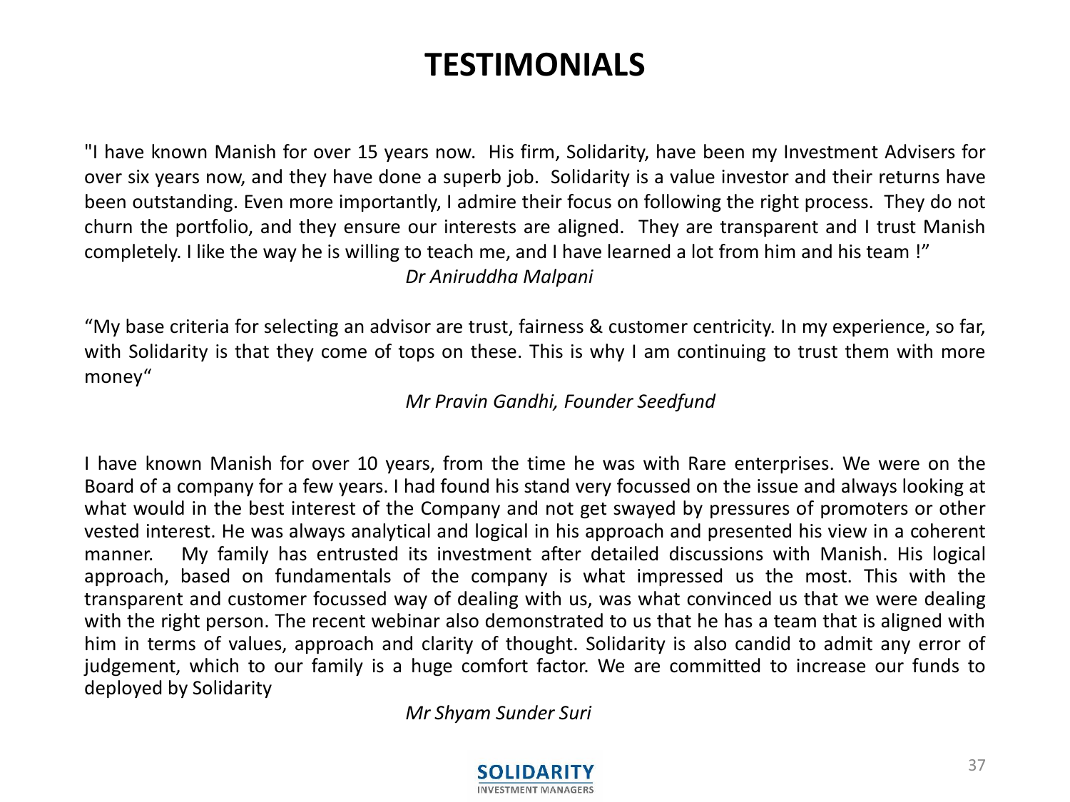# TESTIMONIALS

"I have known Manish for over 15 years now. His firm, Solidarity, have been my Investment Advisers for over six years now, and they have done a superb job. Solidarity is a value investor and their returns have been outstanding. Even more importantly, I admire their focus on following the right process. They do not churn the portfolio, and they ensure our interests are aligned. They are transparent and I trust Manish completely. I like the way he is willing to teach me, and I have learned a lot from him and his team !"

*Dr Aniruddha Malpani*

"My base criteria for selecting an advisor are trust, fairness & customer centricity. In my experience, so far, with Solidarity is that they come of tops on these. This is why I am continuing to trust them with more money"

*Mr Pravin Gandhi, Founder Seedfund*

I have known Manish for over 10 years, from the time he was with Rare enterprises. We were on the Board of a company for a few years. I had found his stand very focussed on the issue and always looking at what would in the best interest of the Company and not get swayed by pressures of promoters or other vested interest. He was always analytical and logical in his approach and presented his view in a coherent manner. My family has entrusted its investment after detailed discussions with Manish. His logical approach, based on fundamentals of the company is what impressed us the most. This with the transparent and customer focussed way of dealing with us, was what convinced us that we were dealing with the right person. The recent webinar also demonstrated to us that he has a team that is aligned with him in terms of values, approach and clarity of thought. Solidarity is also candid to admit any error of judgement, which to our family is a huge comfort factor. We are committed to increase our funds to deployed by Solidarity

*Mr Shyam Sunder Suri*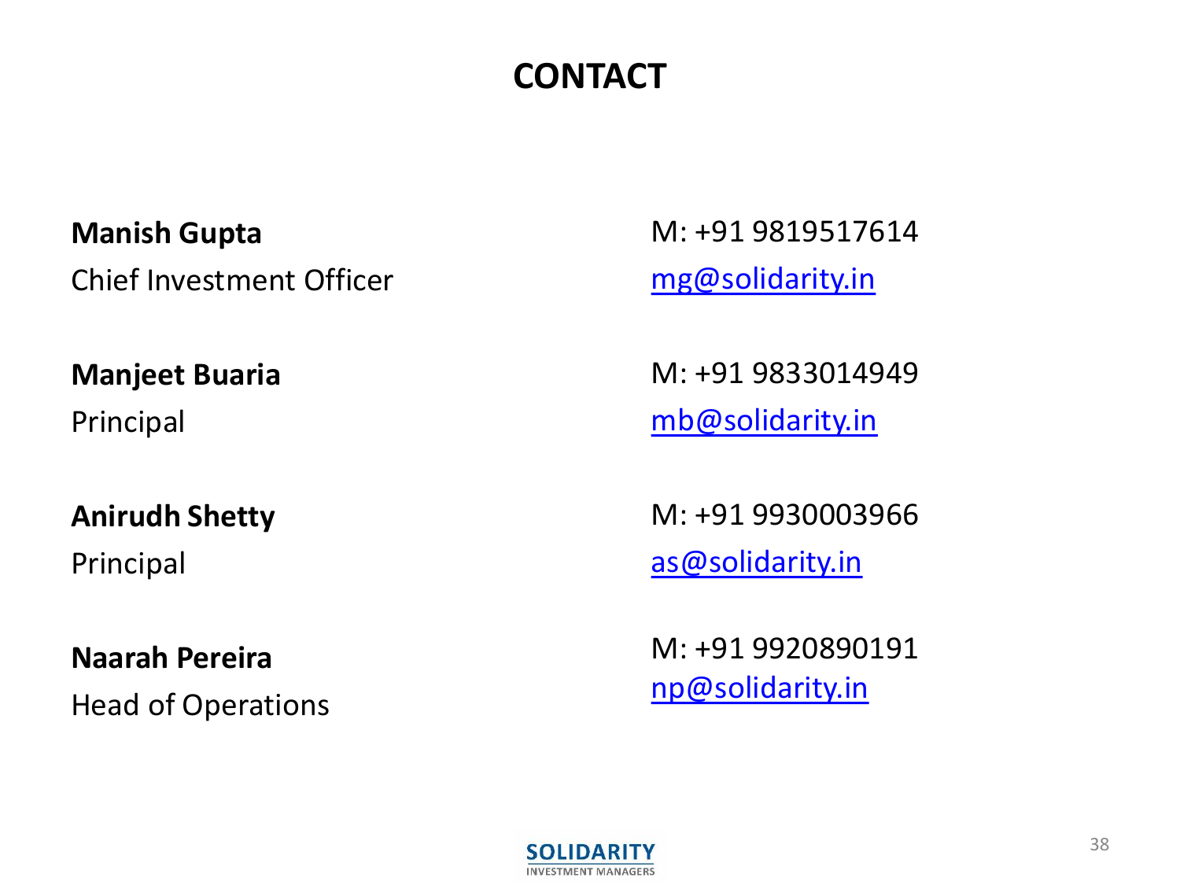# CONTACT

**Manish Gupta**
Chief Investment Officer

M: +91 9819517614
mg@solidarity.in

**Manjeet Buaria**
Principal

M: +91 9833014949
mb@solidarity.in

**Anirudh Shetty**
Principal

M: +91 9930003966
as@solidarity.in

**Naarah Pereira**
Head of Operations

M: +91 9920890191
np@solidarity.in

SOLIDARITY
INVESTMENT MANAGERS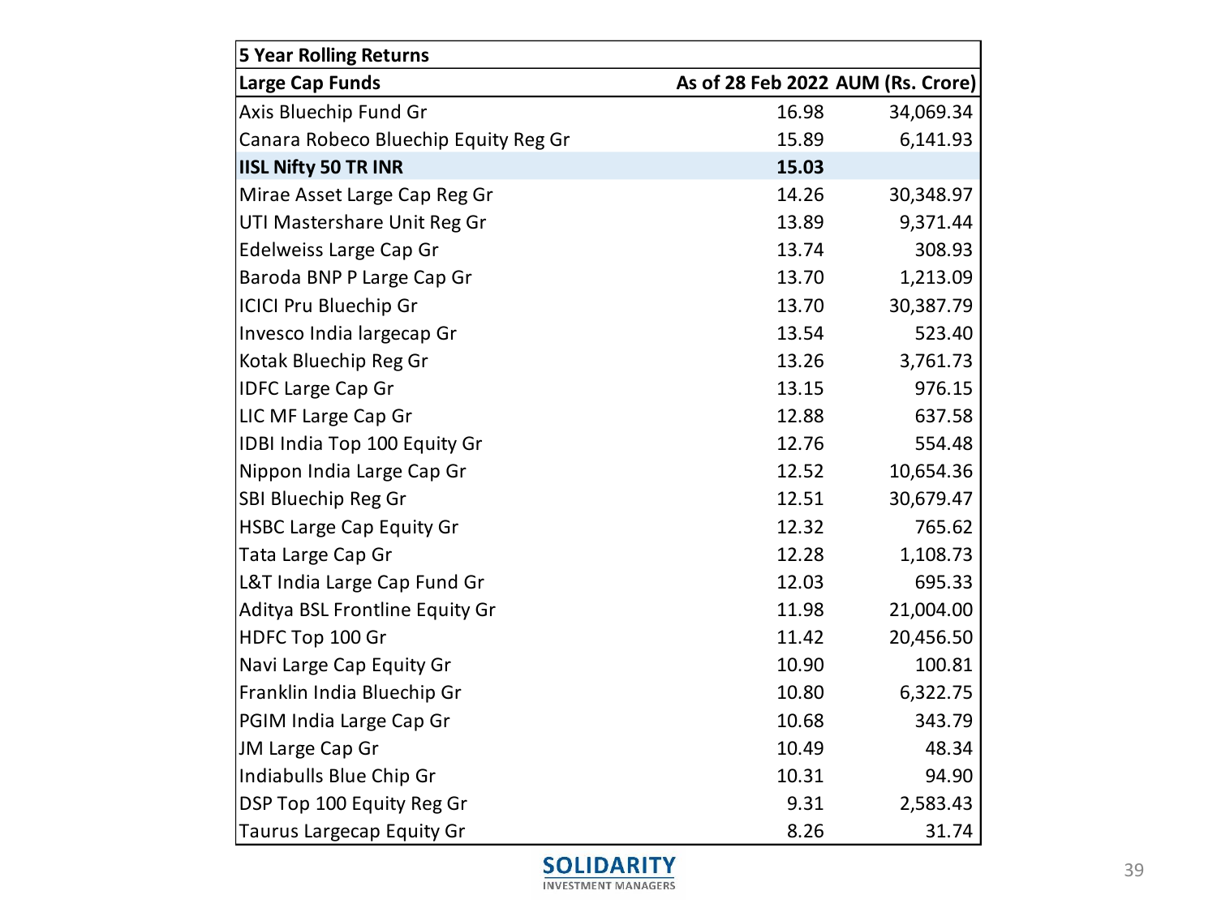| 5 Year Rolling Returns | | |
|---|---|---|
| **Large Cap Funds** | **As of 28 Feb 2022** | **AUM (Rs. Crore)** |
| Axis Bluechip Fund Gr | 16.98 | 34,069.34 |
| Canara Robeco Bluechip Equity Reg Gr | 15.89 | 6,141.93 |
| **IISL Nifty 50 TR INR** | **15.03** | |
| Mirae Asset Large Cap Reg Gr | 14.26 | 30,348.97 |
| UTI Mastershare Unit Reg Gr | 13.89 | 9,371.44 |
| Edelweiss Large Cap Gr | 13.74 | 308.93 |
| Baroda BNP P Large Cap Gr | 13.70 | 1,213.09 |
| ICICI Pru Bluechip Gr | 13.70 | 30,387.79 |
| Invesco India largecap Gr | 13.54 | 523.40 |
| Kotak Bluechip Reg Gr | 13.26 | 3,761.73 |
| IDFC Large Cap Gr | 13.15 | 976.15 |
| LIC MF Large Cap Gr | 12.88 | 637.58 |
| IDBI India Top 100 Equity Gr | 12.76 | 554.48 |
| Nippon India Large Cap Gr | 12.52 | 10,654.36 |
| SBI Bluechip Reg Gr | 12.51 | 30,679.47 |
| HSBC Large Cap Equity Gr | 12.32 | 765.62 |
| Tata Large Cap Gr | 12.28 | 1,108.73 |
| L&T India Large Cap Fund Gr | 12.03 | 695.33 |
| Aditya BSL Frontline Equity Gr | 11.98 | 21,004.00 |
| HDFC Top 100 Gr | 11.42 | 20,456.50 |
| Navi Large Cap Equity Gr | 10.90 | 100.81 |
| Franklin India Bluechip Gr | 10.80 | 6,322.75 |
| PGIM India Large Cap Gr | 10.68 | 343.79 |
| JM Large Cap Gr | 10.49 | 48.34 |
| Indiabulls Blue Chip Gr | 10.31 | 94.90 |
| DSP Top 100 Equity Reg Gr | 9.31 | 2,583.43 |
| Taurus Largecap Equity Gr | 8.26 | 31.74 |